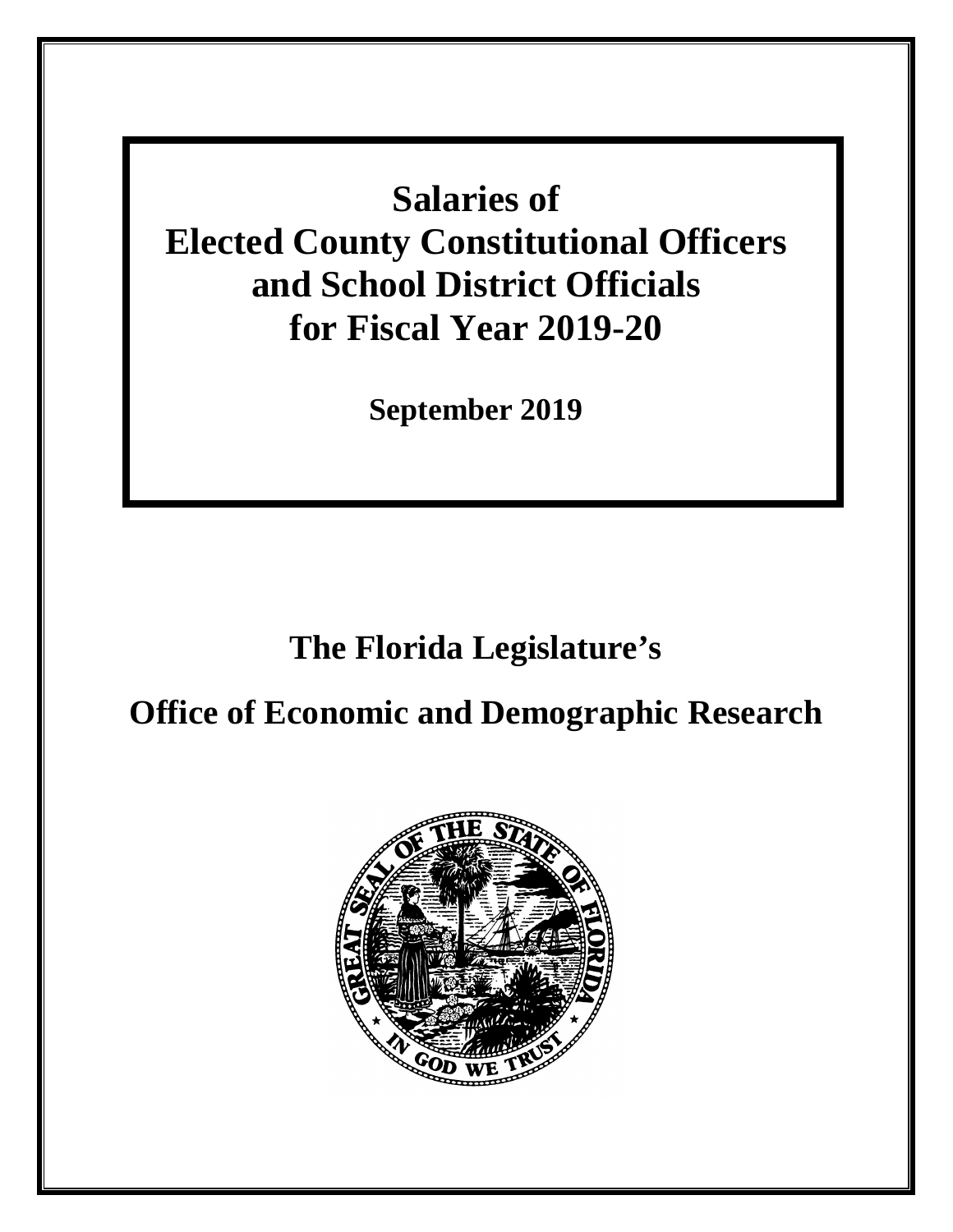# Salaries of Elected County Constitutional Officers and School District Officials for Fiscal Year 2019-20

**September 2019**

## The Florida Legislature's

## Office of Economic and Demographic Research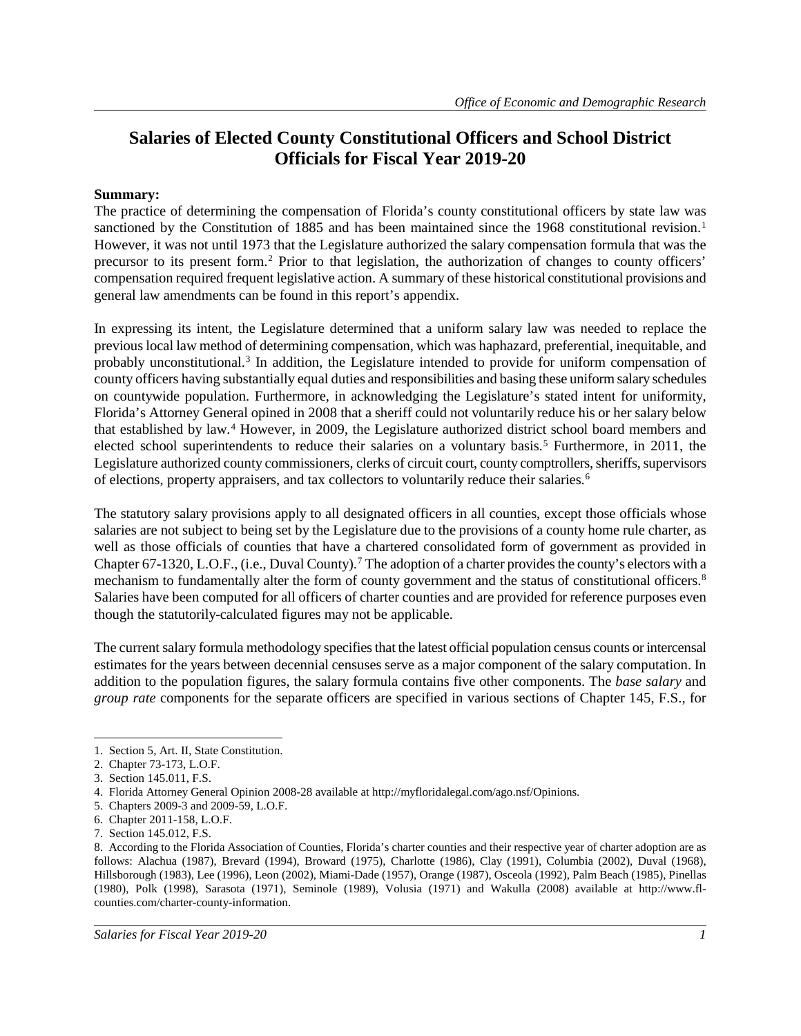# Salaries of Elected County Constitutional Officers and School District Officials for Fiscal Year 2019-20

**Summary:**

The practice of determining the compensation of Florida's county constitutional officers by state law was sanctioned by the Constitution of 1885 and has been maintained since the 1968 constitutional revision.[1] However, it was not until 1973 that the Legislature authorized the salary compensation formula that was the precursor to its present form.[2] Prior to that legislation, the authorization of changes to county officers' compensation required frequent legislative action. A summary of these historical constitutional provisions and general law amendments can be found in this report's appendix.

In expressing its intent, the Legislature determined that a uniform salary law was needed to replace the previous local law method of determining compensation, which was haphazard, preferential, inequitable, and probably unconstitutional.[3] In addition, the Legislature intended to provide for uniform compensation of county officers having substantially equal duties and responsibilities and basing these uniform salary schedules on countywide population. Furthermore, in acknowledging the Legislature's stated intent for uniformity, Florida's Attorney General opined in 2008 that a sheriff could not voluntarily reduce his or her salary below that established by law.[4] However, in 2009, the Legislature authorized district school board members and elected school superintendents to reduce their salaries on a voluntary basis.[5] Furthermore, in 2011, the Legislature authorized county commissioners, clerks of circuit court, county comptrollers, sheriffs, supervisors of elections, property appraisers, and tax collectors to voluntarily reduce their salaries.[6]

The statutory salary provisions apply to all designated officers in all counties, except those officials whose salaries are not subject to being set by the Legislature due to the provisions of a county home rule charter, as well as those officials of counties that have a chartered consolidated form of government as provided in Chapter 67-1320, L.O.F., (i.e., Duval County).[7] The adoption of a charter provides the county's electors with a mechanism to fundamentally alter the form of county government and the status of constitutional officers.[8] Salaries have been computed for all officers of charter counties and are provided for reference purposes even though the statutorily-calculated figures may not be applicable.

The current salary formula methodology specifies that the latest official population census counts or intercensal estimates for the years between decennial censuses serve as a major component of the salary computation. In addition to the population figures, the salary formula contains five other components. The *base salary* and *group rate* components for the separate officers are specified in various sections of Chapter 145, F.S., for

---

1. Section 5, Art. II, State Constitution.
2. Chapter 73-173, L.O.F.
3. Section 145.011, F.S.
4. Florida Attorney General Opinion 2008-28 available at http://myfloridalegal.com/ago.nsf/Opinions.
5. Chapters 2009-3 and 2009-59, L.O.F.
6. Chapter 2011-158, L.O.F.
7. Section 145.012, F.S.
8. According to the Florida Association of Counties, Florida's charter counties and their respective year of charter adoption are as follows: Alachua (1987), Brevard (1994), Broward (1975), Charlotte (1986), Clay (1991), Columbia (2002), Duval (1968), Hillsborough (1983), Lee (1996), Leon (2002), Miami-Dade (1957), Orange (1987), Osceola (1992), Palm Beach (1985), Pinellas (1980), Polk (1998), Sarasota (1971), Seminole (1989), Volusia (1971) and Wakulla (2008) available at http://www.fl-counties.com/charter-county-information.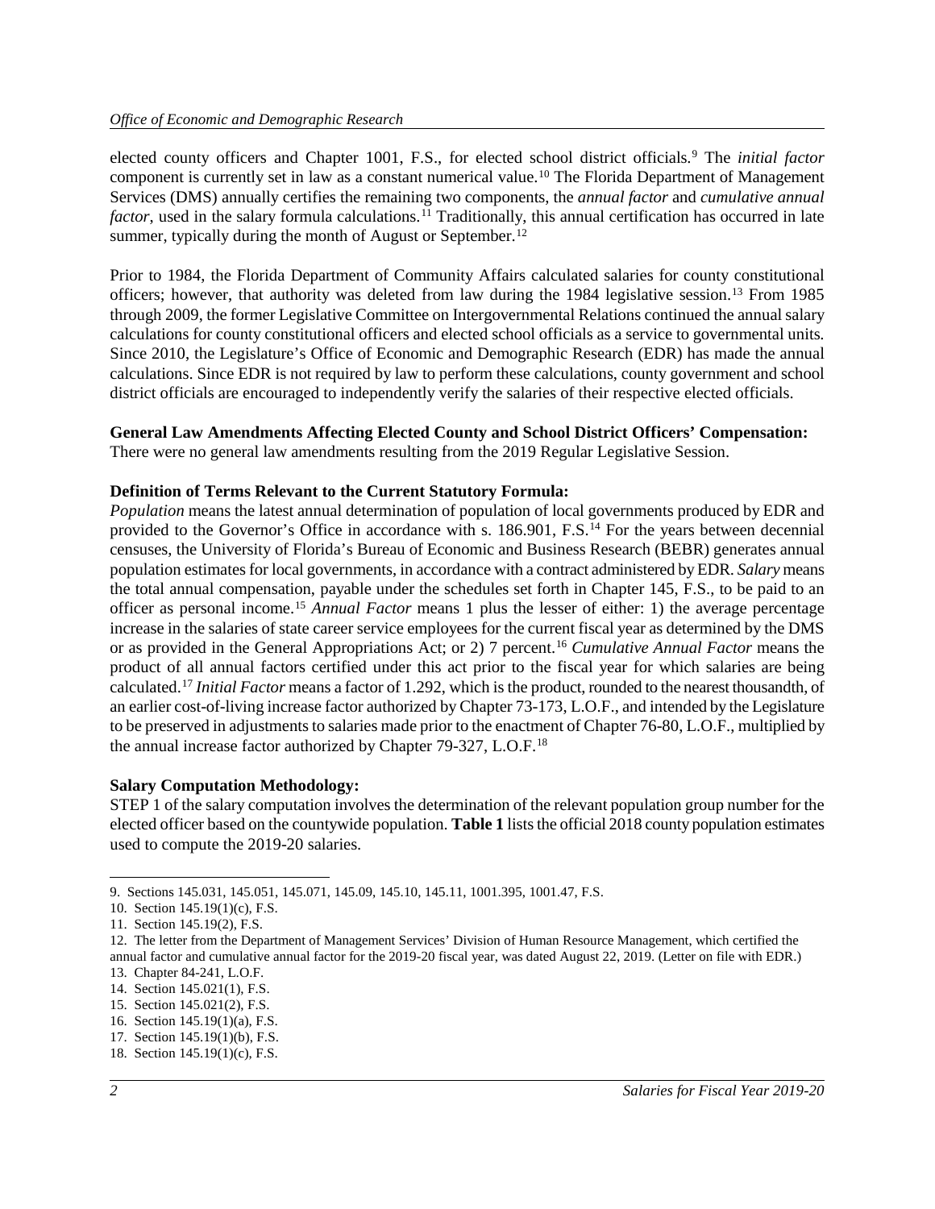elected county officers and Chapter 1001, F.S., for elected school district officials.[9] The *initial factor* component is currently set in law as a constant numerical value.[10] The Florida Department of Management Services (DMS) annually certifies the remaining two components, the *annual factor* and *cumulative annual factor*, used in the salary formula calculations.[11] Traditionally, this annual certification has occurred in late summer, typically during the month of August or September.[12]

Prior to 1984, the Florida Department of Community Affairs calculated salaries for county constitutional officers; however, that authority was deleted from law during the 1984 legislative session.[13] From 1985 through 2009, the former Legislative Committee on Intergovernmental Relations continued the annual salary calculations for county constitutional officers and elected school officials as a service to governmental units. Since 2010, the Legislature's Office of Economic and Demographic Research (EDR) has made the annual calculations. Since EDR is not required by law to perform these calculations, county government and school district officials are encouraged to independently verify the salaries of their respective elected officials.

**General Law Amendments Affecting Elected County and School District Officers' Compensation:**
There were no general law amendments resulting from the 2019 Regular Legislative Session.

**Definition of Terms Relevant to the Current Statutory Formula:**
*Population* means the latest annual determination of population of local governments produced by EDR and provided to the Governor's Office in accordance with s. 186.901, F.S.[14] For the years between decennial censuses, the University of Florida's Bureau of Economic and Business Research (BEBR) generates annual population estimates for local governments, in accordance with a contract administered by EDR. *Salary* means the total annual compensation, payable under the schedules set forth in Chapter 145, F.S., to be paid to an officer as personal income.[15] *Annual Factor* means 1 plus the lesser of either: 1) the average percentage increase in the salaries of state career service employees for the current fiscal year as determined by the DMS or as provided in the General Appropriations Act; or 2) 7 percent.[16] *Cumulative Annual Factor* means the product of all annual factors certified under this act prior to the fiscal year for which salaries are being calculated.[17] *Initial Factor* means a factor of 1.292, which is the product, rounded to the nearest thousandth, of an earlier cost-of-living increase factor authorized by Chapter 73-173, L.O.F., and intended by the Legislature to be preserved in adjustments to salaries made prior to the enactment of Chapter 76-80, L.O.F., multiplied by the annual increase factor authorized by Chapter 79-327, L.O.F.[18]

**Salary Computation Methodology:**
STEP 1 of the salary computation involves the determination of the relevant population group number for the elected officer based on the countywide population. **Table 1** lists the official 2018 county population estimates used to compute the 2019-20 salaries.

---

9. Sections 145.031, 145.051, 145.071, 145.09, 145.10, 145.11, 1001.395, 1001.47, F.S.
10. Section 145.19(1)(c), F.S.
11. Section 145.19(2), F.S.
12. The letter from the Department of Management Services' Division of Human Resource Management, which certified the annual factor and cumulative annual factor for the 2019-20 fiscal year, was dated August 22, 2019. (Letter on file with EDR.)
13. Chapter 84-241, L.O.F.
14. Section 145.021(1), F.S.
15. Section 145.021(2), F.S.
16. Section 145.19(1)(a), F.S.
17. Section 145.19(1)(b), F.S.
18. Section 145.19(1)(c), F.S.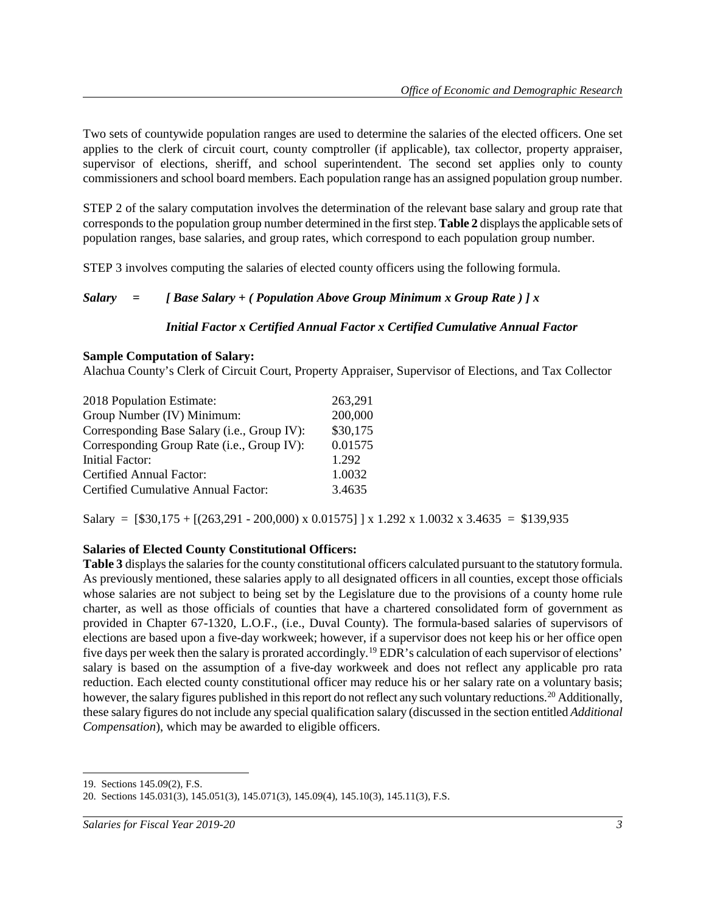Two sets of countywide population ranges are used to determine the salaries of the elected officers. One set applies to the clerk of circuit court, county comptroller (if applicable), tax collector, property appraiser, supervisor of elections, sheriff, and school superintendent. The second set applies only to county commissioners and school board members. Each population range has an assigned population group number.

STEP 2 of the salary computation involves the determination of the relevant base salary and group rate that corresponds to the population group number determined in the first step. **Table 2** displays the applicable sets of population ranges, base salaries, and group rates, which correspond to each population group number.

STEP 3 involves computing the salaries of elected county officers using the following formula.

***Salary = [ Base Salary + ( Population Above Group Minimum x Group Rate ) ] x***

***Initial Factor x Certified Annual Factor x Certified Cumulative Annual Factor***

**Sample Computation of Salary:**
Alachua County's Clerk of Circuit Court, Property Appraiser, Supervisor of Elections, and Tax Collector

| | |
|---|---|
| 2018 Population Estimate: | 263,291 |
| Group Number (IV) Minimum: | 200,000 |
| Corresponding Base Salary (i.e., Group IV): | $30,175 |
| Corresponding Group Rate (i.e., Group IV): | 0.01575 |
| Initial Factor: | 1.292 |
| Certified Annual Factor: | 1.0032 |
| Certified Cumulative Annual Factor: | 3.4635 |

Salary = [$30,175 + [(263,291 - 200,000) x 0.01575] ] x 1.292 x 1.0032 x 3.4635 = $139,935

**Salaries of Elected County Constitutional Officers:**
**Table 3** displays the salaries for the county constitutional officers calculated pursuant to the statutory formula. As previously mentioned, these salaries apply to all designated officers in all counties, except those officials whose salaries are not subject to being set by the Legislature due to the provisions of a county home rule charter, as well as those officials of counties that have a chartered consolidated form of government as provided in Chapter 67-1320, L.O.F., (i.e., Duval County). The formula-based salaries of supervisors of elections are based upon a five-day workweek; however, if a supervisor does not keep his or her office open five days per week then the salary is prorated accordingly.[19] EDR's calculation of each supervisor of elections' salary is based on the assumption of a five-day workweek and does not reflect any applicable pro rata reduction. Each elected county constitutional officer may reduce his or her salary rate on a voluntary basis; however, the salary figures published in this report do not reflect any such voluntary reductions.[20] Additionally, these salary figures do not include any special qualification salary (discussed in the section entitled *Additional Compensation*), which may be awarded to eligible officers.

19. Sections 145.09(2), F.S.
20. Sections 145.031(3), 145.051(3), 145.071(3), 145.09(4), 145.10(3), 145.11(3), F.S.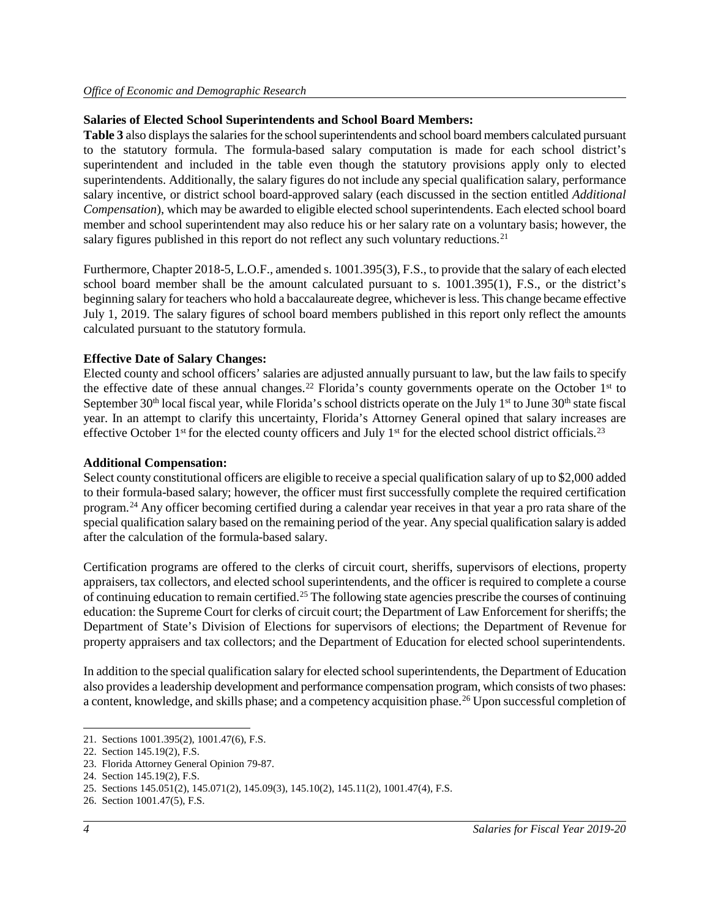**Salaries of Elected School Superintendents and School Board Members:**

**Table 3** also displays the salaries for the school superintendents and school board members calculated pursuant to the statutory formula. The formula-based salary computation is made for each school district's superintendent and included in the table even though the statutory provisions apply only to elected superintendents. Additionally, the salary figures do not include any special qualification salary, performance salary incentive, or district school board-approved salary (each discussed in the section entitled *Additional Compensation*), which may be awarded to eligible elected school superintendents. Each elected school board member and school superintendent may also reduce his or her salary rate on a voluntary basis; however, the salary figures published in this report do not reflect any such voluntary reductions.[21]

Furthermore, Chapter 2018-5, L.O.F., amended s. 1001.395(3), F.S., to provide that the salary of each elected school board member shall be the amount calculated pursuant to s. 1001.395(1), F.S., or the district's beginning salary for teachers who hold a baccalaureate degree, whichever is less. This change became effective July 1, 2019. The salary figures of school board members published in this report only reflect the amounts calculated pursuant to the statutory formula.

**Effective Date of Salary Changes:**

Elected county and school officers' salaries are adjusted annually pursuant to law, but the law fails to specify the effective date of these annual changes.[22] Florida's county governments operate on the October 1st to September 30th local fiscal year, while Florida's school districts operate on the July 1st to June 30th state fiscal year. In an attempt to clarify this uncertainty, Florida's Attorney General opined that salary increases are effective October 1st for the elected county officers and July 1st for the elected school district officials.[23]

**Additional Compensation:**

Select county constitutional officers are eligible to receive a special qualification salary of up to $2,000 added to their formula-based salary; however, the officer must first successfully complete the required certification program.[24] Any officer becoming certified during a calendar year receives in that year a pro rata share of the special qualification salary based on the remaining period of the year. Any special qualification salary is added after the calculation of the formula-based salary.

Certification programs are offered to the clerks of circuit court, sheriffs, supervisors of elections, property appraisers, tax collectors, and elected school superintendents, and the officer is required to complete a course of continuing education to remain certified.[25] The following state agencies prescribe the courses of continuing education: the Supreme Court for clerks of circuit court; the Department of Law Enforcement for sheriffs; the Department of State's Division of Elections for supervisors of elections; the Department of Revenue for property appraisers and tax collectors; and the Department of Education for elected school superintendents.

In addition to the special qualification salary for elected school superintendents, the Department of Education also provides a leadership development and performance compensation program, which consists of two phases: a content, knowledge, and skills phase; and a competency acquisition phase.[26] Upon successful completion of

---

21. Sections 1001.395(2), 1001.47(6), F.S.
22. Section 145.19(2), F.S.
23. Florida Attorney General Opinion 79-87.
24. Section 145.19(2), F.S.
25. Sections 145.051(2), 145.071(2), 145.09(3), 145.10(2), 145.11(2), 1001.47(4), F.S.
26. Section 1001.47(5), F.S.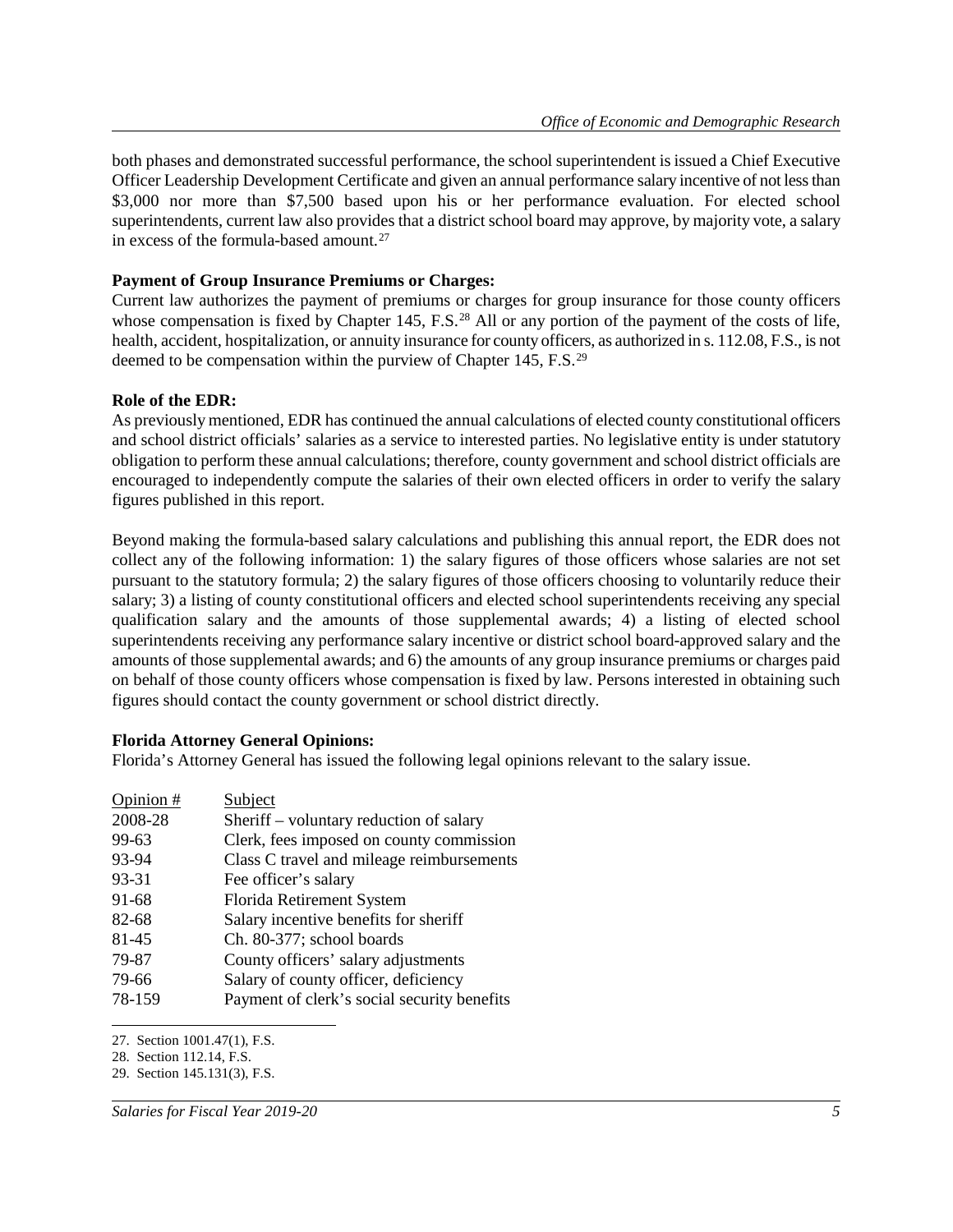both phases and demonstrated successful performance, the school superintendent is issued a Chief Executive Officer Leadership Development Certificate and given an annual performance salary incentive of not less than $3,000 nor more than $7,500 based upon his or her performance evaluation. For elected school superintendents, current law also provides that a district school board may approve, by majority vote, a salary in excess of the formula-based amount.[27]

**Payment of Group Insurance Premiums or Charges:**

Current law authorizes the payment of premiums or charges for group insurance for those county officers whose compensation is fixed by Chapter 145, F.S.[28] All or any portion of the payment of the costs of life, health, accident, hospitalization, or annuity insurance for county officers, as authorized in s. 112.08, F.S., is not deemed to be compensation within the purview of Chapter 145, F.S.[29]

**Role of the EDR:**

As previously mentioned, EDR has continued the annual calculations of elected county constitutional officers and school district officials' salaries as a service to interested parties. No legislative entity is under statutory obligation to perform these annual calculations; therefore, county government and school district officials are encouraged to independently compute the salaries of their own elected officers in order to verify the salary figures published in this report.

Beyond making the formula-based salary calculations and publishing this annual report, the EDR does not collect any of the following information: 1) the salary figures of those officers whose salaries are not set pursuant to the statutory formula; 2) the salary figures of those officers choosing to voluntarily reduce their salary; 3) a listing of county constitutional officers and elected school superintendents receiving any special qualification salary and the amounts of those supplemental awards; 4) a listing of elected school superintendents receiving any performance salary incentive or district school board-approved salary and the amounts of those supplemental awards; and 6) the amounts of any group insurance premiums or charges paid on behalf of those county officers whose compensation is fixed by law. Persons interested in obtaining such figures should contact the county government or school district directly.

**Florida Attorney General Opinions:**

Florida's Attorney General has issued the following legal opinions relevant to the salary issue.

| Opinion # | Subject |
|---|---|
| 2008-28 | Sheriff – voluntary reduction of salary |
| 99-63 | Clerk, fees imposed on county commission |
| 93-94 | Class C travel and mileage reimbursements |
| 93-31 | Fee officer's salary |
| 91-68 | Florida Retirement System |
| 82-68 | Salary incentive benefits for sheriff |
| 81-45 | Ch. 80-377; school boards |
| 79-87 | County officers' salary adjustments |
| 79-66 | Salary of county officer, deficiency |
| 78-159 | Payment of clerk's social security benefits |

27. Section 1001.47(1), F.S.
28. Section 112.14, F.S.
29. Section 145.131(3), F.S.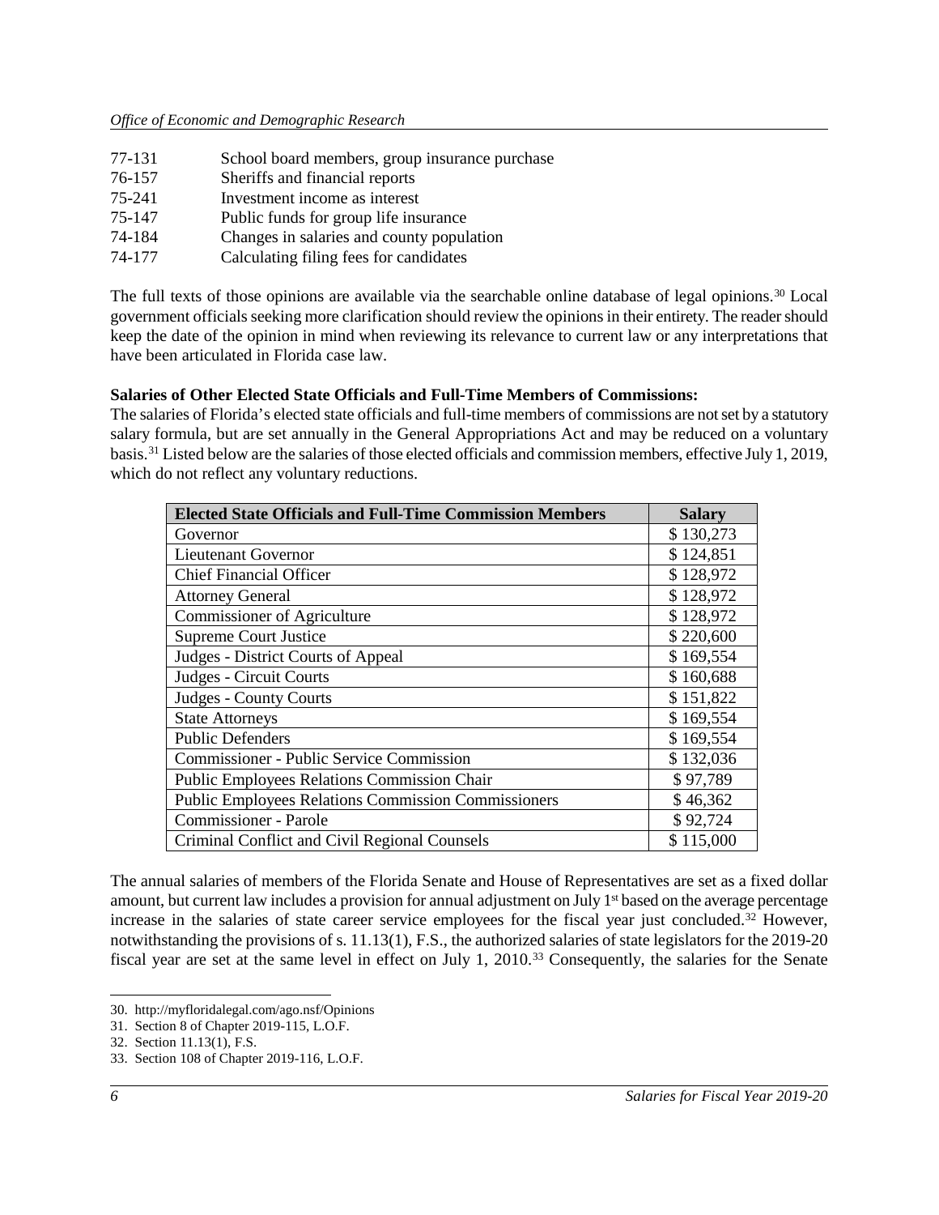| | |
|---|---|
| 77-131 | School board members, group insurance purchase |
| 76-157 | Sheriffs and financial reports |
| 75-241 | Investment income as interest |
| 75-147 | Public funds for group life insurance |
| 74-184 | Changes in salaries and county population |
| 74-177 | Calculating filing fees for candidates |

The full texts of those opinions are available via the searchable online database of legal opinions.[30] Local government officials seeking more clarification should review the opinions in their entirety. The reader should keep the date of the opinion in mind when reviewing its relevance to current law or any interpretations that have been articulated in Florida case law.

**Salaries of Other Elected State Officials and Full-Time Members of Commissions:**

The salaries of Florida's elected state officials and full-time members of commissions are not set by a statutory salary formula, but are set annually in the General Appropriations Act and may be reduced on a voluntary basis.[31] Listed below are the salaries of those elected officials and commission members, effective July 1, 2019, which do not reflect any voluntary reductions.

| Elected State Officials and Full-Time Commission Members | Salary |
|---|---|
| Governor | $ 130,273 |
| Lieutenant Governor | $ 124,851 |
| Chief Financial Officer | $ 128,972 |
| Attorney General | $ 128,972 |
| Commissioner of Agriculture | $ 128,972 |
| Supreme Court Justice | $ 220,600 |
| Judges - District Courts of Appeal | $ 169,554 |
| Judges - Circuit Courts | $ 160,688 |
| Judges - County Courts | $ 151,822 |
| State Attorneys | $ 169,554 |
| Public Defenders | $ 169,554 |
| Commissioner - Public Service Commission | $ 132,036 |
| Public Employees Relations Commission Chair | $ 97,789 |
| Public Employees Relations Commission Commissioners | $ 46,362 |
| Commissioner - Parole | $ 92,724 |
| Criminal Conflict and Civil Regional Counsels | $ 115,000 |

The annual salaries of members of the Florida Senate and House of Representatives are set as a fixed dollar amount, but current law includes a provision for annual adjustment on July 1st based on the average percentage increase in the salaries of state career service employees for the fiscal year just concluded.[32] However, notwithstanding the provisions of s. 11.13(1), F.S., the authorized salaries of state legislators for the 2019-20 fiscal year are set at the same level in effect on July 1, 2010.[33] Consequently, the salaries for the Senate

30. http://myfloridalegal.com/ago.nsf/Opinions
31. Section 8 of Chapter 2019-115, L.O.F.
32. Section 11.13(1), F.S.
33. Section 108 of Chapter 2019-116, L.O.F.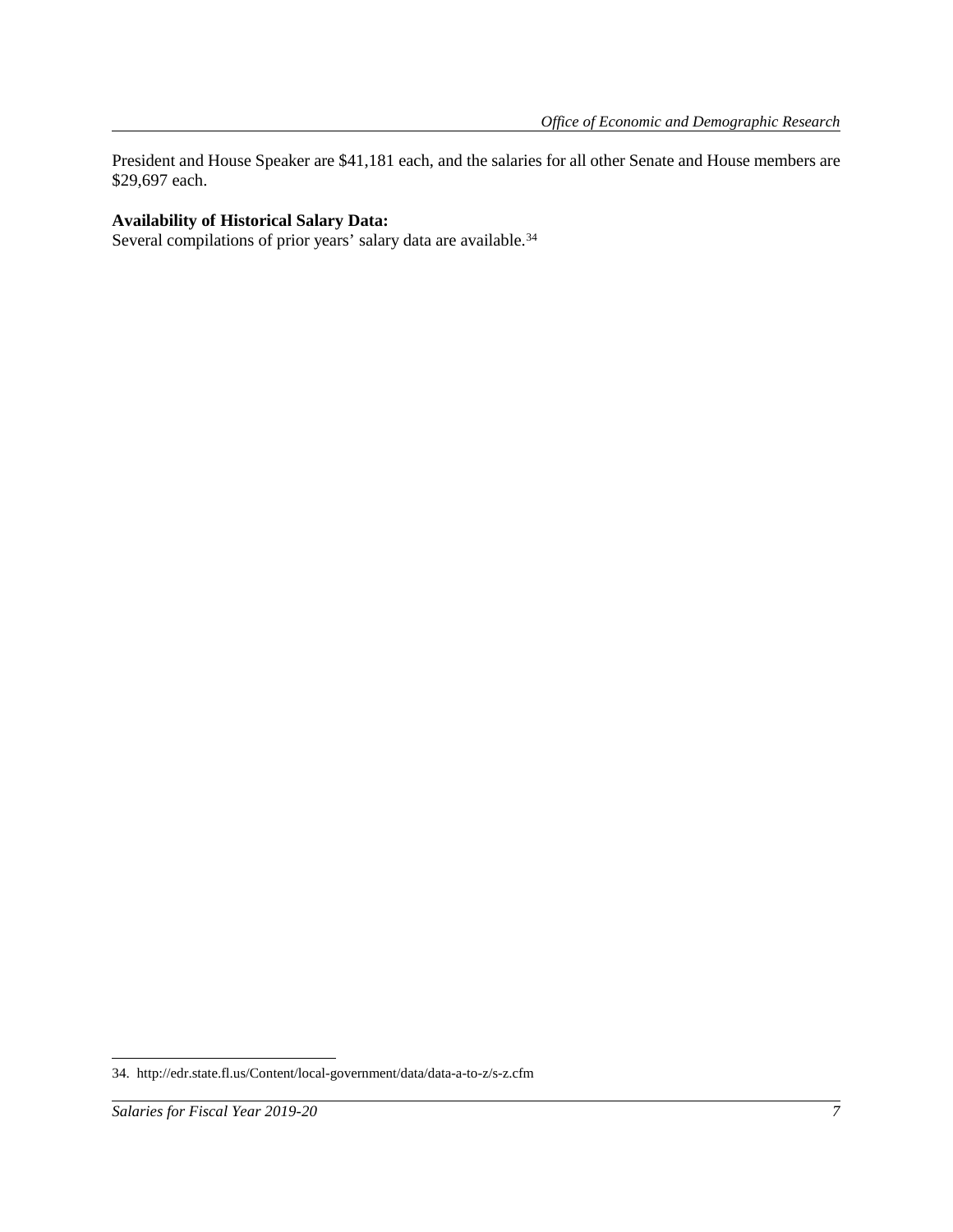President and House Speaker are $41,181 each, and the salaries for all other Senate and House members are $29,697 each.

**Availability of Historical Salary Data:**

Several compilations of prior years' salary data are available.[34]

34. http://edr.state.fl.us/Content/local-government/data/data-a-to-z/s-z.cfm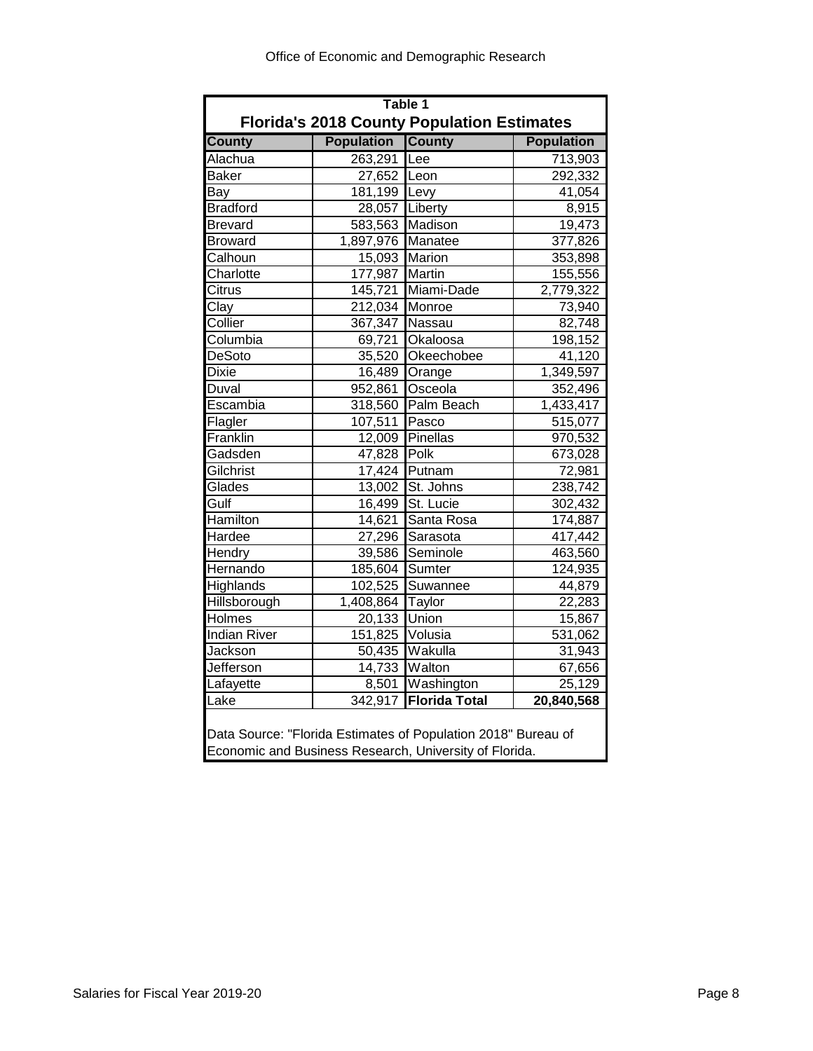**Table 1**

**Florida's 2018 County Population Estimates**

| County | Population | County | Population |
|---|---|---|---|
| Alachua | 263,291 | Lee | 713,903 |
| Baker | 27,652 | Leon | 292,332 |
| Bay | 181,199 | Levy | 41,054 |
| Bradford | 28,057 | Liberty | 8,915 |
| Brevard | 583,563 | Madison | 19,473 |
| Broward | 1,897,976 | Manatee | 377,826 |
| Calhoun | 15,093 | Marion | 353,898 |
| Charlotte | 177,987 | Martin | 155,556 |
| Citrus | 145,721 | Miami-Dade | 2,779,322 |
| Clay | 212,034 | Monroe | 73,940 |
| Collier | 367,347 | Nassau | 82,748 |
| Columbia | 69,721 | Okaloosa | 198,152 |
| DeSoto | 35,520 | Okeechobee | 41,120 |
| Dixie | 16,489 | Orange | 1,349,597 |
| Duval | 952,861 | Osceola | 352,496 |
| Escambia | 318,560 | Palm Beach | 1,433,417 |
| Flagler | 107,511 | Pasco | 515,077 |
| Franklin | 12,009 | Pinellas | 970,532 |
| Gadsden | 47,828 | Polk | 673,028 |
| Gilchrist | 17,424 | Putnam | 72,981 |
| Glades | 13,002 | St. Johns | 238,742 |
| Gulf | 16,499 | St. Lucie | 302,432 |
| Hamilton | 14,621 | Santa Rosa | 174,887 |
| Hardee | 27,296 | Sarasota | 417,442 |
| Hendry | 39,586 | Seminole | 463,560 |
| Hernando | 185,604 | Sumter | 124,935 |
| Highlands | 102,525 | Suwannee | 44,879 |
| Hillsborough | 1,408,864 | Taylor | 22,283 |
| Holmes | 20,133 | Union | 15,867 |
| Indian River | 151,825 | Volusia | 531,062 |
| Jackson | 50,435 | Wakulla | 31,943 |
| Jefferson | 14,733 | Walton | 67,656 |
| Lafayette | 8,501 | Washington | 25,129 |
| Lake | 342,917 | **Florida Total** | **20,840,568** |

Data Source: "Florida Estimates of Population 2018" Bureau of Economic and Business Research, University of Florida.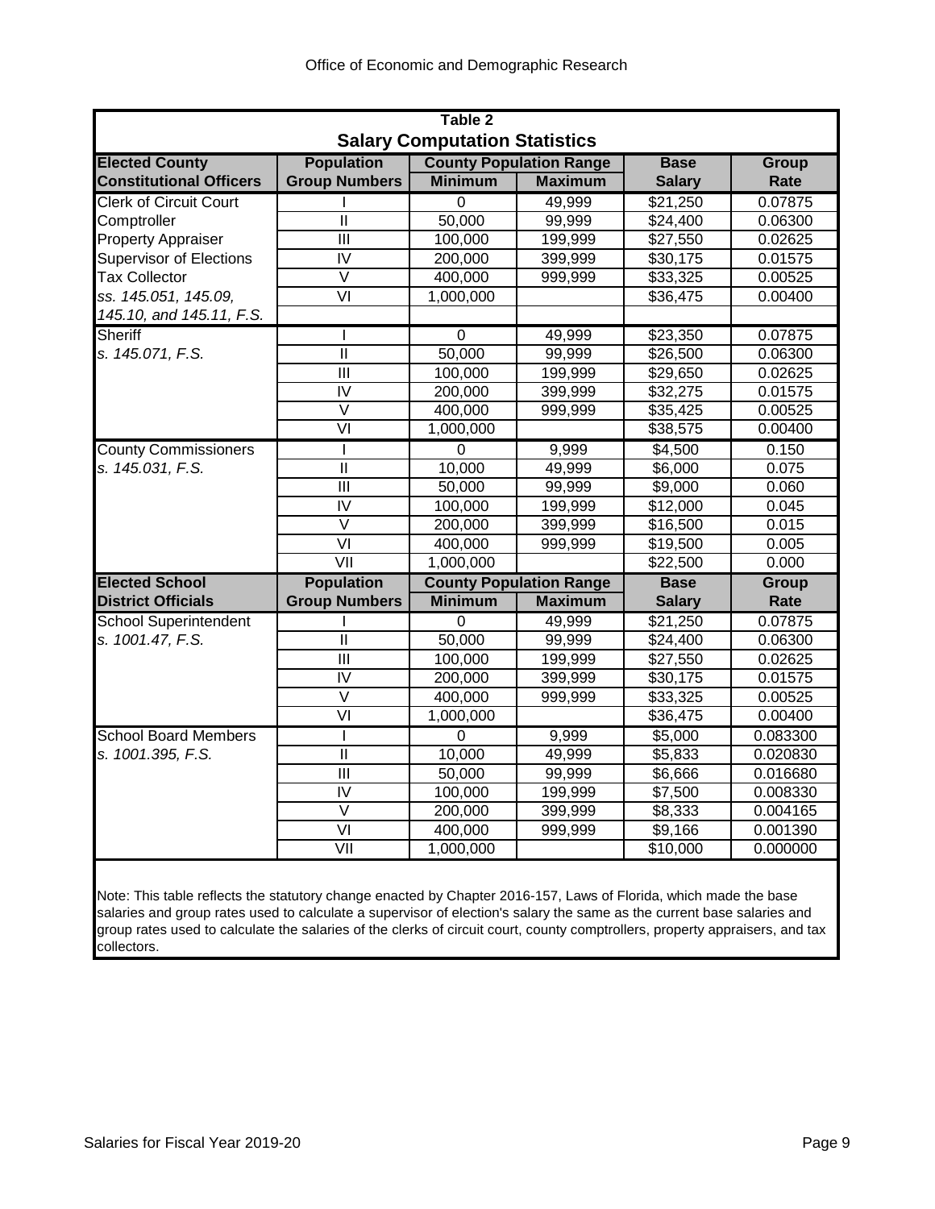## Table 2

### Salary Computation Statistics

| Elected County Constitutional Officers | Population Group Numbers | County Population Range | | Base Salary | Group Rate |
|---|---|---|---|---|---|
| | | Minimum | Maximum | | |
| Clerk of Circuit Court | I | 0 | 49,999 | $21,250 | 0.07875 |
| Comptroller | II | 50,000 | 99,999 | $24,400 | 0.06300 |
| Property Appraiser | III | 100,000 | 199,999 | $27,550 | 0.02625 |
| Supervisor of Elections | IV | 200,000 | 399,999 | $30,175 | 0.01575 |
| Tax Collector | V | 400,000 | 999,999 | $33,325 | 0.00525 |
| *ss. 145.051, 145.09,* | VI | 1,000,000 | | $36,475 | 0.00400 |
| *145.10, and 145.11, F.S.* | | | | | |
| Sheriff | I | 0 | 49,999 | $23,350 | 0.07875 |
| *s. 145.071, F.S.* | II | 50,000 | 99,999 | $26,500 | 0.06300 |
| | III | 100,000 | 199,999 | $29,650 | 0.02625 |
| | IV | 200,000 | 399,999 | $32,275 | 0.01575 |
| | V | 400,000 | 999,999 | $35,425 | 0.00525 |
| | VI | 1,000,000 | | $38,575 | 0.00400 |
| County Commissioners | I | 0 | 9,999 | $4,500 | 0.150 |
| *s. 145.031, F.S.* | II | 10,000 | 49,999 | $6,000 | 0.075 |
| | III | 50,000 | 99,999 | $9,000 | 0.060 |
| | IV | 100,000 | 199,999 | $12,000 | 0.045 |
| | V | 200,000 | 399,999 | $16,500 | 0.015 |
| | VI | 400,000 | 999,999 | $19,500 | 0.005 |
| | VII | 1,000,000 | | $22,500 | 0.000 |
| **Elected School District Officials** | **Population Group Numbers** | **County Population Range** | | **Base Salary** | **Group Rate** |
| | | **Minimum** | **Maximum** | | |
| School Superintendent | I | 0 | 49,999 | $21,250 | 0.07875 |
| *s. 1001.47, F.S.* | II | 50,000 | 99,999 | $24,400 | 0.06300 |
| | III | 100,000 | 199,999 | $27,550 | 0.02625 |
| | IV | 200,000 | 399,999 | $30,175 | 0.01575 |
| | V | 400,000 | 999,999 | $33,325 | 0.00525 |
| | VI | 1,000,000 | | $36,475 | 0.00400 |
| School Board Members | I | 0 | 9,999 | $5,000 | 0.083300 |
| *s. 1001.395, F.S.* | II | 10,000 | 49,999 | $5,833 | 0.020830 |
| | III | 50,000 | 99,999 | $6,666 | 0.016680 |
| | IV | 100,000 | 199,999 | $7,500 | 0.008330 |
| | V | 200,000 | 399,999 | $8,333 | 0.004165 |
| | VI | 400,000 | 999,999 | $9,166 | 0.001390 |
| | VII | 1,000,000 | | $10,000 | 0.000000 |

Note: This table reflects the statutory change enacted by Chapter 2016-157, Laws of Florida, which made the base salaries and group rates used to calculate a supervisor of election's salary the same as the current base salaries and group rates used to calculate the salaries of the clerks of circuit court, county comptrollers, property appraisers, and tax collectors.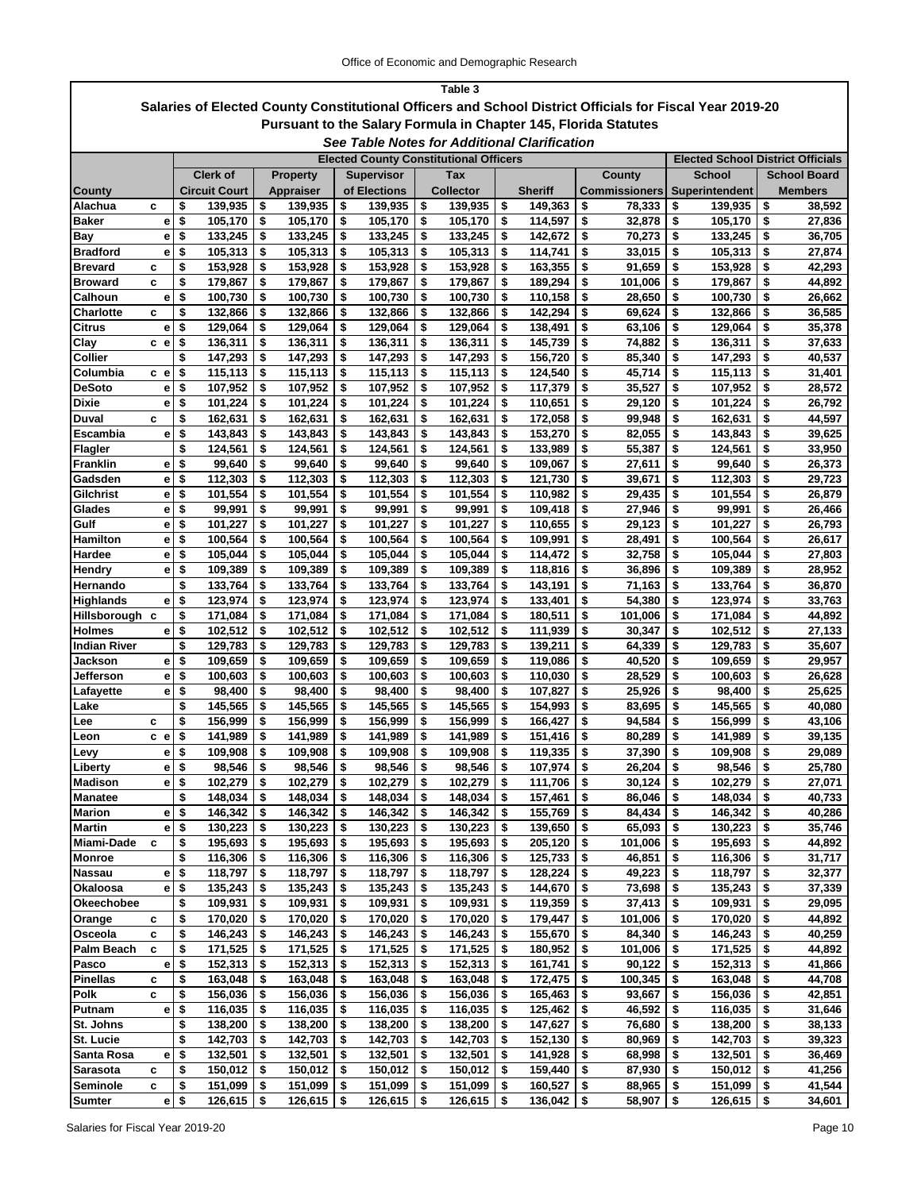**Table 3**

**Salaries of Elected County Constitutional Officers and School District Officials for Fiscal Year 2019-20**

**Pursuant to the Salary Formula in Chapter 145, Florida Statutes**

***See Table Notes for Additional Clarification***

| County | | Elected County Constitutional Officers | | | | | | Elected School District Officials | |
|---|---|---|---|---|---|---|---|---|---|
| | | Clerk of Circuit Court | Property Appraiser | Supervisor of Elections | Tax Collector | Sheriff | County Commissioners | School Superintendent | School Board Members |
| Alachua | c | $ 139,935 | $ 139,935 | $ 139,935 | $ 139,935 | $ 149,363 | $ 78,333 | $ 139,935 | $ 38,592 |
| Baker | e | $ 105,170 | $ 105,170 | $ 105,170 | $ 105,170 | $ 114,597 | $ 32,878 | $ 105,170 | $ 27,836 |
| Bay | e | $ 133,245 | $ 133,245 | $ 133,245 | $ 133,245 | $ 142,672 | $ 70,273 | $ 133,245 | $ 36,705 |
| Bradford | e | $ 105,313 | $ 105,313 | $ 105,313 | $ 105,313 | $ 114,741 | $ 33,015 | $ 105,313 | $ 27,874 |
| Brevard | c | $ 153,928 | $ 153,928 | $ 153,928 | $ 153,928 | $ 163,355 | $ 91,659 | $ 153,928 | $ 42,293 |
| Broward | c | $ 179,867 | $ 179,867 | $ 179,867 | $ 179,867 | $ 189,294 | $ 101,006 | $ 179,867 | $ 44,892 |
| Calhoun | e | $ 100,730 | $ 100,730 | $ 100,730 | $ 100,730 | $ 110,158 | $ 28,650 | $ 100,730 | $ 26,662 |
| Charlotte | c | $ 132,866 | $ 132,866 | $ 132,866 | $ 132,866 | $ 142,294 | $ 69,624 | $ 132,866 | $ 36,585 |
| Citrus | e | $ 129,064 | $ 129,064 | $ 129,064 | $ 129,064 | $ 138,491 | $ 63,106 | $ 129,064 | $ 35,378 |
| Clay | c e | $ 136,311 | $ 136,311 | $ 136,311 | $ 136,311 | $ 145,739 | $ 74,882 | $ 136,311 | $ 37,633 |
| Collier | | $ 147,293 | $ 147,293 | $ 147,293 | $ 147,293 | $ 156,720 | $ 85,340 | $ 147,293 | $ 40,537 |
| Columbia | c e | $ 115,113 | $ 115,113 | $ 115,113 | $ 115,113 | $ 124,540 | $ 45,714 | $ 115,113 | $ 31,401 |
| DeSoto | e | $ 107,952 | $ 107,952 | $ 107,952 | $ 107,952 | $ 117,379 | $ 35,527 | $ 107,952 | $ 28,572 |
| Dixie | e | $ 101,224 | $ 101,224 | $ 101,224 | $ 101,224 | $ 110,651 | $ 29,120 | $ 101,224 | $ 26,792 |
| Duval | c | $ 162,631 | $ 162,631 | $ 162,631 | $ 162,631 | $ 172,058 | $ 99,948 | $ 162,631 | $ 44,597 |
| Escambia | e | $ 143,843 | $ 143,843 | $ 143,843 | $ 143,843 | $ 153,270 | $ 82,055 | $ 143,843 | $ 39,625 |
| Flagler | | $ 124,561 | $ 124,561 | $ 124,561 | $ 124,561 | $ 133,989 | $ 55,387 | $ 124,561 | $ 33,950 |
| Franklin | e | $ 99,640 | $ 99,640 | $ 99,640 | $ 99,640 | $ 109,067 | $ 27,611 | $ 99,640 | $ 26,373 |
| Gadsden | e | $ 112,303 | $ 112,303 | $ 112,303 | $ 112,303 | $ 121,730 | $ 39,671 | $ 112,303 | $ 29,723 |
| Gilchrist | e | $ 101,554 | $ 101,554 | $ 101,554 | $ 101,554 | $ 110,982 | $ 29,435 | $ 101,554 | $ 26,879 |
| Glades | e | $ 99,991 | $ 99,991 | $ 99,991 | $ 99,991 | $ 109,418 | $ 27,946 | $ 99,991 | $ 26,466 |
| Gulf | e | $ 101,227 | $ 101,227 | $ 101,227 | $ 101,227 | $ 110,655 | $ 29,123 | $ 101,227 | $ 26,793 |
| Hamilton | e | $ 100,564 | $ 100,564 | $ 100,564 | $ 100,564 | $ 109,991 | $ 28,491 | $ 100,564 | $ 26,617 |
| Hardee | e | $ 105,044 | $ 105,044 | $ 105,044 | $ 105,044 | $ 114,472 | $ 32,758 | $ 105,044 | $ 27,803 |
| Hendry | e | $ 109,389 | $ 109,389 | $ 109,389 | $ 109,389 | $ 118,816 | $ 36,896 | $ 109,389 | $ 28,952 |
| Hernando | | $ 133,764 | $ 133,764 | $ 133,764 | $ 133,764 | $ 143,191 | $ 71,163 | $ 133,764 | $ 36,870 |
| Highlands | e | $ 123,974 | $ 123,974 | $ 123,974 | $ 123,974 | $ 133,401 | $ 54,380 | $ 123,974 | $ 33,763 |
| Hillsborough | c | $ 171,084 | $ 171,084 | $ 171,084 | $ 171,084 | $ 180,511 | $ 101,006 | $ 171,084 | $ 44,892 |
| Holmes | e | $ 102,512 | $ 102,512 | $ 102,512 | $ 102,512 | $ 111,939 | $ 30,347 | $ 102,512 | $ 27,133 |
| Indian River | | $ 129,783 | $ 129,783 | $ 129,783 | $ 129,783 | $ 139,211 | $ 64,339 | $ 129,783 | $ 35,607 |
| Jackson | e | $ 109,659 | $ 109,659 | $ 109,659 | $ 109,659 | $ 119,086 | $ 40,520 | $ 109,659 | $ 29,957 |
| Jefferson | e | $ 100,603 | $ 100,603 | $ 100,603 | $ 100,603 | $ 110,030 | $ 28,529 | $ 100,603 | $ 26,628 |
| Lafayette | e | $ 98,400 | $ 98,400 | $ 98,400 | $ 98,400 | $ 107,827 | $ 25,926 | $ 98,400 | $ 25,625 |
| Lake | | $ 145,565 | $ 145,565 | $ 145,565 | $ 145,565 | $ 154,993 | $ 83,695 | $ 145,565 | $ 40,080 |
| Lee | c | $ 156,999 | $ 156,999 | $ 156,999 | $ 156,999 | $ 166,427 | $ 94,584 | $ 156,999 | $ 43,106 |
| Leon | c e | $ 141,989 | $ 141,989 | $ 141,989 | $ 141,989 | $ 151,416 | $ 80,289 | $ 141,989 | $ 39,135 |
| Levy | e | $ 109,908 | $ 109,908 | $ 109,908 | $ 109,908 | $ 119,335 | $ 37,390 | $ 109,908 | $ 29,089 |
| Liberty | e | $ 98,546 | $ 98,546 | $ 98,546 | $ 98,546 | $ 107,974 | $ 26,204 | $ 98,546 | $ 25,780 |
| Madison | e | $ 102,279 | $ 102,279 | $ 102,279 | $ 102,279 | $ 111,706 | $ 30,124 | $ 102,279 | $ 27,071 |
| Manatee | | $ 148,034 | $ 148,034 | $ 148,034 | $ 148,034 | $ 157,461 | $ 86,046 | $ 148,034 | $ 40,733 |
| Marion | e | $ 146,342 | $ 146,342 | $ 146,342 | $ 146,342 | $ 155,769 | $ 84,434 | $ 146,342 | $ 40,286 |
| Martin | e | $ 130,223 | $ 130,223 | $ 130,223 | $ 130,223 | $ 139,650 | $ 65,093 | $ 130,223 | $ 35,746 |
| Miami-Dade | c | $ 195,693 | $ 195,693 | $ 195,693 | $ 195,693 | $ 205,120 | $ 101,006 | $ 195,693 | $ 44,892 |
| Monroe | | $ 116,306 | $ 116,306 | $ 116,306 | $ 116,306 | $ 125,733 | $ 46,851 | $ 116,306 | $ 31,717 |
| Nassau | e | $ 118,797 | $ 118,797 | $ 118,797 | $ 118,797 | $ 128,224 | $ 49,223 | $ 118,797 | $ 32,377 |
| Okaloosa | e | $ 135,243 | $ 135,243 | $ 135,243 | $ 135,243 | $ 144,670 | $ 73,698 | $ 135,243 | $ 37,339 |
| Okeechobee | | $ 109,931 | $ 109,931 | $ 109,931 | $ 109,931 | $ 119,359 | $ 37,413 | $ 109,931 | $ 29,095 |
| Orange | c | $ 170,020 | $ 170,020 | $ 170,020 | $ 170,020 | $ 179,447 | $ 101,006 | $ 170,020 | $ 44,892 |
| Osceola | c | $ 146,243 | $ 146,243 | $ 146,243 | $ 146,243 | $ 155,670 | $ 84,340 | $ 146,243 | $ 40,259 |
| Palm Beach | c | $ 171,525 | $ 171,525 | $ 171,525 | $ 171,525 | $ 180,952 | $ 101,006 | $ 171,525 | $ 44,892 |
| Pasco | e | $ 152,313 | $ 152,313 | $ 152,313 | $ 152,313 | $ 161,741 | $ 90,122 | $ 152,313 | $ 41,866 |
| Pinellas | c | $ 163,048 | $ 163,048 | $ 163,048 | $ 163,048 | $ 172,475 | $ 100,345 | $ 163,048 | $ 44,708 |
| Polk | c | $ 156,036 | $ 156,036 | $ 156,036 | $ 156,036 | $ 165,463 | $ 93,667 | $ 156,036 | $ 42,851 |
| Putnam | e | $ 116,035 | $ 116,035 | $ 116,035 | $ 116,035 | $ 125,462 | $ 46,592 | $ 116,035 | $ 31,646 |
| St. Johns | | $ 138,200 | $ 138,200 | $ 138,200 | $ 138,200 | $ 147,627 | $ 76,680 | $ 138,200 | $ 38,133 |
| St. Lucie | | $ 142,703 | $ 142,703 | $ 142,703 | $ 142,703 | $ 152,130 | $ 80,969 | $ 142,703 | $ 39,323 |
| Santa Rosa | e | $ 132,501 | $ 132,501 | $ 132,501 | $ 132,501 | $ 141,928 | $ 68,998 | $ 132,501 | $ 36,469 |
| Sarasota | c | $ 150,012 | $ 150,012 | $ 150,012 | $ 150,012 | $ 159,440 | $ 87,930 | $ 150,012 | $ 41,256 |
| Seminole | c | $ 151,099 | $ 151,099 | $ 151,099 | $ 151,099 | $ 160,527 | $ 88,965 | $ 151,099 | $ 41,544 |
| Sumter | e | $ 126,615 | $ 126,615 | $ 126,615 | $ 126,615 | $ 136,042 | $ 58,907 | $ 126,615 | $ 34,601 |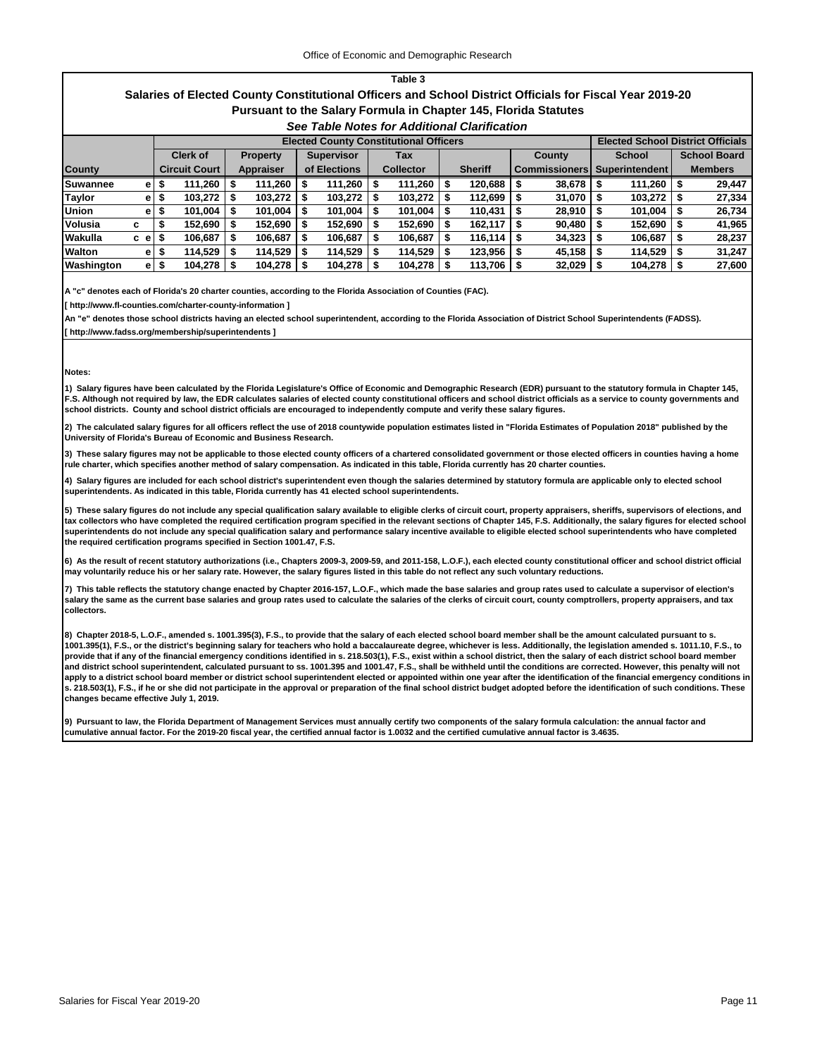## Table 3

## Salaries of Elected County Constitutional Officers and School District Officials for Fiscal Year 2019-20

### Pursuant to the Salary Formula in Chapter 145, Florida Statutes

***See Table Notes for Additional Clarification***

| | | Elected County Constitutional Officers | | | | | | Elected School District Officials | |
|---|---|---|---|---|---|---|---|---|---|
| County | | Clerk of Circuit Court | Property Appraiser | Supervisor of Elections | Tax Collector | Sheriff | County Commissioners | School Superintendent | School Board Members |
| Suwannee | e | $ 111,260 | $ 111,260 | $ 111,260 | $ 111,260 | $ 120,688 | $ 38,678 | $ 111,260 | $ 29,447 |
| Taylor | e | $ 103,272 | $ 103,272 | $ 103,272 | $ 103,272 | $ 112,699 | $ 31,070 | $ 103,272 | $ 27,334 |
| Union | e | $ 101,004 | $ 101,004 | $ 101,004 | $ 101,004 | $ 110,431 | $ 28,910 | $ 101,004 | $ 26,734 |
| Volusia | c | $ 152,690 | $ 152,690 | $ 152,690 | $ 152,690 | $ 162,117 | $ 90,480 | $ 152,690 | $ 41,965 |
| Wakulla | c e | $ 106,687 | $ 106,687 | $ 106,687 | $ 106,687 | $ 116,114 | $ 34,323 | $ 106,687 | $ 28,237 |
| Walton | e | $ 114,529 | $ 114,529 | $ 114,529 | $ 114,529 | $ 123,956 | $ 45,158 | $ 114,529 | $ 31,247 |
| Washington | e | $ 104,278 | $ 104,278 | $ 104,278 | $ 104,278 | $ 113,706 | $ 32,029 | $ 104,278 | $ 27,600 |

A "c" denotes each of Florida's 20 charter counties, according to the Florida Association of Counties (FAC).
[ http://www.fl-counties.com/charter-county-information ]

An "e" denotes those school districts having an elected school superintendent, according to the Florida Association of District School Superintendents (FADSS).
[ http://www.fadss.org/membership/superintendents ]

**Notes:**

1) Salary figures have been calculated by the Florida Legislature's Office of Economic and Demographic Research (EDR) pursuant to the statutory formula in Chapter 145, F.S. Although not required by law, the EDR calculates salaries of elected county constitutional officers and school district officials as a service to county governments and school districts. County and school district officials are encouraged to independently compute and verify these salary figures.

2) The calculated salary figures for all officers reflect the use of 2018 countywide population estimates listed in "Florida Estimates of Population 2018" published by the University of Florida's Bureau of Economic and Business Research.

3) These salary figures may not be applicable to those elected county officers of a chartered consolidated government or those elected officers in counties having a home rule charter, which specifies another method of salary compensation. As indicated in this table, Florida currently has 20 charter counties.

4) Salary figures are included for each school district's superintendent even though the salaries determined by statutory formula are applicable only to elected school superintendents. As indicated in this table, Florida currently has 41 elected school superintendents.

5) These salary figures do not include any special qualification salary available to eligible clerks of circuit court, property appraisers, sheriffs, supervisors of elections, and tax collectors who have completed the required certification program specified in the relevant sections of Chapter 145, F.S. Additionally, the salary figures for elected school superintendents do not include any special qualification salary and performance salary incentive available to eligible elected school superintendents who have completed the required certification programs specified in Section 1001.47, F.S.

6) As the result of recent statutory authorizations (i.e., Chapters 2009-3, 2009-59, and 2011-158, L.O.F.), each elected county constitutional officer and school district official may voluntarily reduce his or her salary rate. However, the salary figures listed in this table do not reflect any such voluntary reductions.

7) This table reflects the statutory change enacted by Chapter 2016-157, L.O.F., which made the base salaries and group rates used to calculate a supervisor of election's salary the same as the current base salaries and group rates used to calculate the salaries of the clerks of circuit court, county comptrollers, property appraisers, and tax collectors.

8) Chapter 2018-5, L.O.F., amended s. 1001.395(3), F.S., to provide that the salary of each elected school board member shall be the amount calculated pursuant to s. 1001.395(1), F.S., or the district's beginning salary for teachers who hold a baccalaureate degree, whichever is less. Additionally, the legislation amended s. 1011.10, F.S., to provide that if any of the financial emergency conditions identified in s. 218.503(1), F.S., exist within a school district, then the salary of each district school board member and district school superintendent, calculated pursuant to ss. 1001.395 and 1001.47, F.S., shall be withheld until the conditions are corrected. However, this penalty will not apply to a district school board member or district school superintendent elected or appointed within one year after the identification of the financial emergency conditions in s. 218.503(1), F.S., if he or she did not participate in the approval or preparation of the final school district budget adopted before the identification of such conditions. These changes became effective July 1, 2019.

9) Pursuant to law, the Florida Department of Management Services must annually certify two components of the salary formula calculation: the annual factor and cumulative annual factor. For the 2019-20 fiscal year, the certified annual factor is 1.0032 and the certified cumulative annual factor is 3.4635.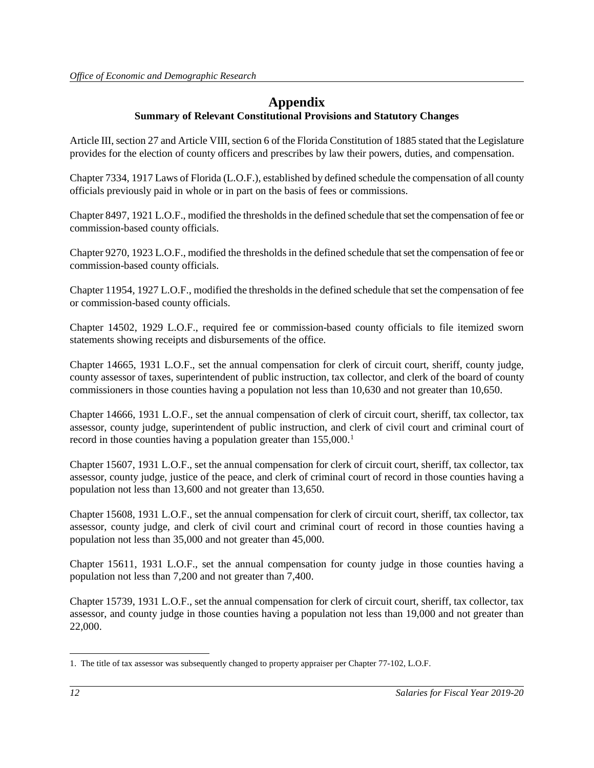# Appendix

## Summary of Relevant Constitutional Provisions and Statutory Changes

Article III, section 27 and Article VIII, section 6 of the Florida Constitution of 1885 stated that the Legislature provides for the election of county officers and prescribes by law their powers, duties, and compensation.

Chapter 7334, 1917 Laws of Florida (L.O.F.), established by defined schedule the compensation of all county officials previously paid in whole or in part on the basis of fees or commissions.

Chapter 8497, 1921 L.O.F., modified the thresholds in the defined schedule that set the compensation of fee or commission-based county officials.

Chapter 9270, 1923 L.O.F., modified the thresholds in the defined schedule that set the compensation of fee or commission-based county officials.

Chapter 11954, 1927 L.O.F., modified the thresholds in the defined schedule that set the compensation of fee or commission-based county officials.

Chapter 14502, 1929 L.O.F., required fee or commission-based county officials to file itemized sworn statements showing receipts and disbursements of the office.

Chapter 14665, 1931 L.O.F., set the annual compensation for clerk of circuit court, sheriff, county judge, county assessor of taxes, superintendent of public instruction, tax collector, and clerk of the board of county commissioners in those counties having a population not less than 10,630 and not greater than 10,650.

Chapter 14666, 1931 L.O.F., set the annual compensation of clerk of circuit court, sheriff, tax collector, tax assessor, county judge, superintendent of public instruction, and clerk of civil court and criminal court of record in those counties having a population greater than 155,000.[1]

Chapter 15607, 1931 L.O.F., set the annual compensation for clerk of circuit court, sheriff, tax collector, tax assessor, county judge, justice of the peace, and clerk of criminal court of record in those counties having a population not less than 13,600 and not greater than 13,650.

Chapter 15608, 1931 L.O.F., set the annual compensation for clerk of circuit court, sheriff, tax collector, tax assessor, county judge, and clerk of civil court and criminal court of record in those counties having a population not less than 35,000 and not greater than 45,000.

Chapter 15611, 1931 L.O.F., set the annual compensation for county judge in those counties having a population not less than 7,200 and not greater than 7,400.

Chapter 15739, 1931 L.O.F., set the annual compensation for clerk of circuit court, sheriff, tax collector, tax assessor, and county judge in those counties having a population not less than 19,000 and not greater than 22,000.

---

1. The title of tax assessor was subsequently changed to property appraiser per Chapter 77-102, L.O.F.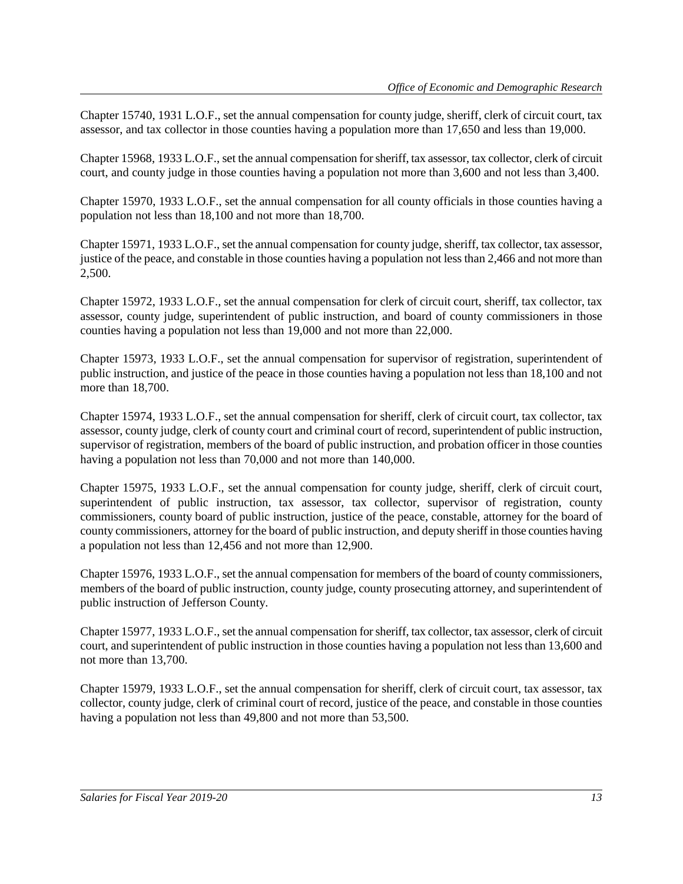Chapter 15740, 1931 L.O.F., set the annual compensation for county judge, sheriff, clerk of circuit court, tax assessor, and tax collector in those counties having a population more than 17,650 and less than 19,000.

Chapter 15968, 1933 L.O.F., set the annual compensation for sheriff, tax assessor, tax collector, clerk of circuit court, and county judge in those counties having a population not more than 3,600 and not less than 3,400.

Chapter 15970, 1933 L.O.F., set the annual compensation for all county officials in those counties having a population not less than 18,100 and not more than 18,700.

Chapter 15971, 1933 L.O.F., set the annual compensation for county judge, sheriff, tax collector, tax assessor, justice of the peace, and constable in those counties having a population not less than 2,466 and not more than 2,500.

Chapter 15972, 1933 L.O.F., set the annual compensation for clerk of circuit court, sheriff, tax collector, tax assessor, county judge, superintendent of public instruction, and board of county commissioners in those counties having a population not less than 19,000 and not more than 22,000.

Chapter 15973, 1933 L.O.F., set the annual compensation for supervisor of registration, superintendent of public instruction, and justice of the peace in those counties having a population not less than 18,100 and not more than 18,700.

Chapter 15974, 1933 L.O.F., set the annual compensation for sheriff, clerk of circuit court, tax collector, tax assessor, county judge, clerk of county court and criminal court of record, superintendent of public instruction, supervisor of registration, members of the board of public instruction, and probation officer in those counties having a population not less than 70,000 and not more than 140,000.

Chapter 15975, 1933 L.O.F., set the annual compensation for county judge, sheriff, clerk of circuit court, superintendent of public instruction, tax assessor, tax collector, supervisor of registration, county commissioners, county board of public instruction, justice of the peace, constable, attorney for the board of county commissioners, attorney for the board of public instruction, and deputy sheriff in those counties having a population not less than 12,456 and not more than 12,900.

Chapter 15976, 1933 L.O.F., set the annual compensation for members of the board of county commissioners, members of the board of public instruction, county judge, county prosecuting attorney, and superintendent of public instruction of Jefferson County.

Chapter 15977, 1933 L.O.F., set the annual compensation for sheriff, tax collector, tax assessor, clerk of circuit court, and superintendent of public instruction in those counties having a population not less than 13,600 and not more than 13,700.

Chapter 15979, 1933 L.O.F., set the annual compensation for sheriff, clerk of circuit court, tax assessor, tax collector, county judge, clerk of criminal court of record, justice of the peace, and constable in those counties having a population not less than 49,800 and not more than 53,500.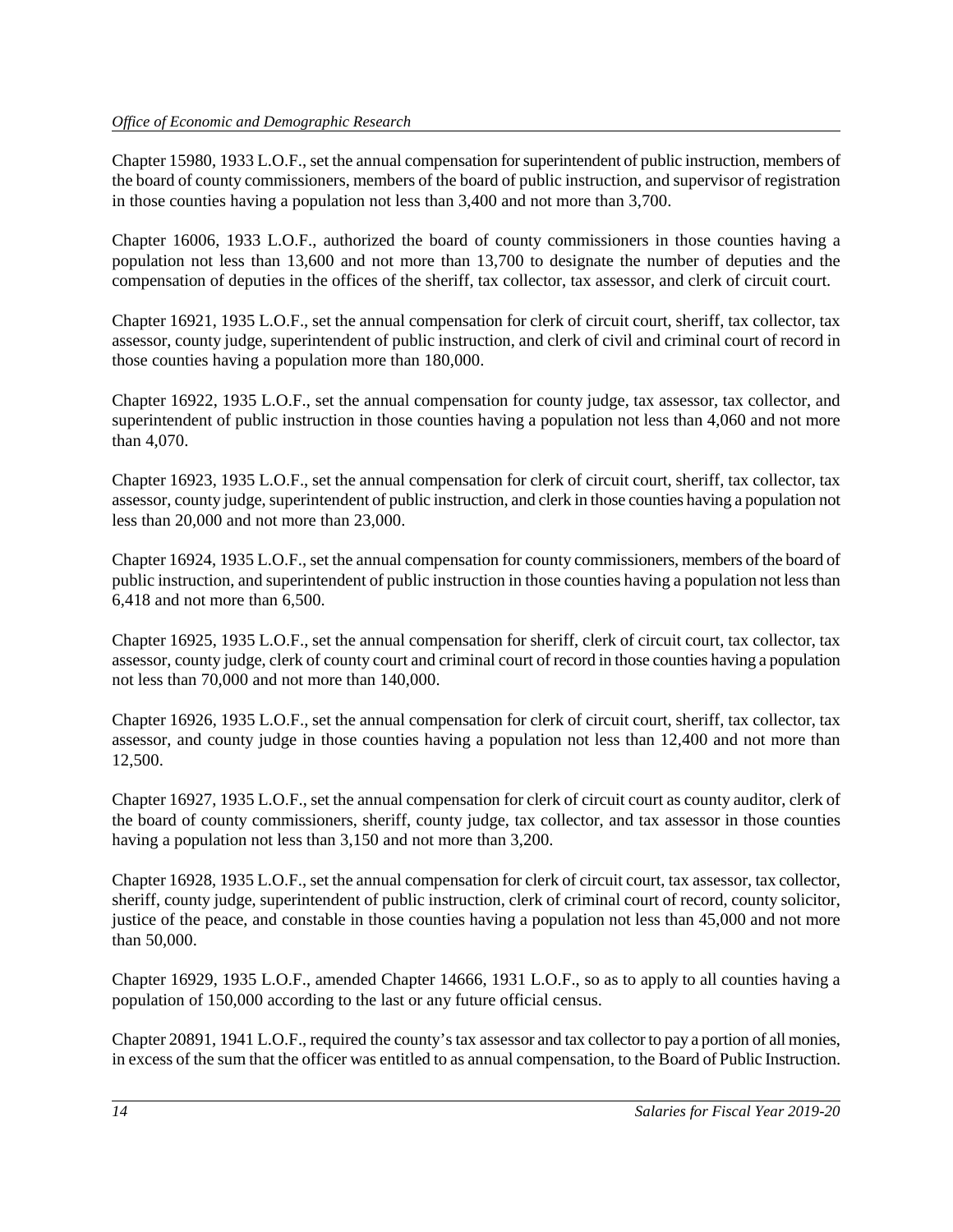Chapter 15980, 1933 L.O.F., set the annual compensation for superintendent of public instruction, members of the board of county commissioners, members of the board of public instruction, and supervisor of registration in those counties having a population not less than 3,400 and not more than 3,700.

Chapter 16006, 1933 L.O.F., authorized the board of county commissioners in those counties having a population not less than 13,600 and not more than 13,700 to designate the number of deputies and the compensation of deputies in the offices of the sheriff, tax collector, tax assessor, and clerk of circuit court.

Chapter 16921, 1935 L.O.F., set the annual compensation for clerk of circuit court, sheriff, tax collector, tax assessor, county judge, superintendent of public instruction, and clerk of civil and criminal court of record in those counties having a population more than 180,000.

Chapter 16922, 1935 L.O.F., set the annual compensation for county judge, tax assessor, tax collector, and superintendent of public instruction in those counties having a population not less than 4,060 and not more than 4,070.

Chapter 16923, 1935 L.O.F., set the annual compensation for clerk of circuit court, sheriff, tax collector, tax assessor, county judge, superintendent of public instruction, and clerk in those counties having a population not less than 20,000 and not more than 23,000.

Chapter 16924, 1935 L.O.F., set the annual compensation for county commissioners, members of the board of public instruction, and superintendent of public instruction in those counties having a population not less than 6,418 and not more than 6,500.

Chapter 16925, 1935 L.O.F., set the annual compensation for sheriff, clerk of circuit court, tax collector, tax assessor, county judge, clerk of county court and criminal court of record in those counties having a population not less than 70,000 and not more than 140,000.

Chapter 16926, 1935 L.O.F., set the annual compensation for clerk of circuit court, sheriff, tax collector, tax assessor, and county judge in those counties having a population not less than 12,400 and not more than 12,500.

Chapter 16927, 1935 L.O.F., set the annual compensation for clerk of circuit court as county auditor, clerk of the board of county commissioners, sheriff, county judge, tax collector, and tax assessor in those counties having a population not less than 3,150 and not more than 3,200.

Chapter 16928, 1935 L.O.F., set the annual compensation for clerk of circuit court, tax assessor, tax collector, sheriff, county judge, superintendent of public instruction, clerk of criminal court of record, county solicitor, justice of the peace, and constable in those counties having a population not less than 45,000 and not more than 50,000.

Chapter 16929, 1935 L.O.F., amended Chapter 14666, 1931 L.O.F., so as to apply to all counties having a population of 150,000 according to the last or any future official census.

Chapter 20891, 1941 L.O.F., required the county's tax assessor and tax collector to pay a portion of all monies, in excess of the sum that the officer was entitled to as annual compensation, to the Board of Public Instruction.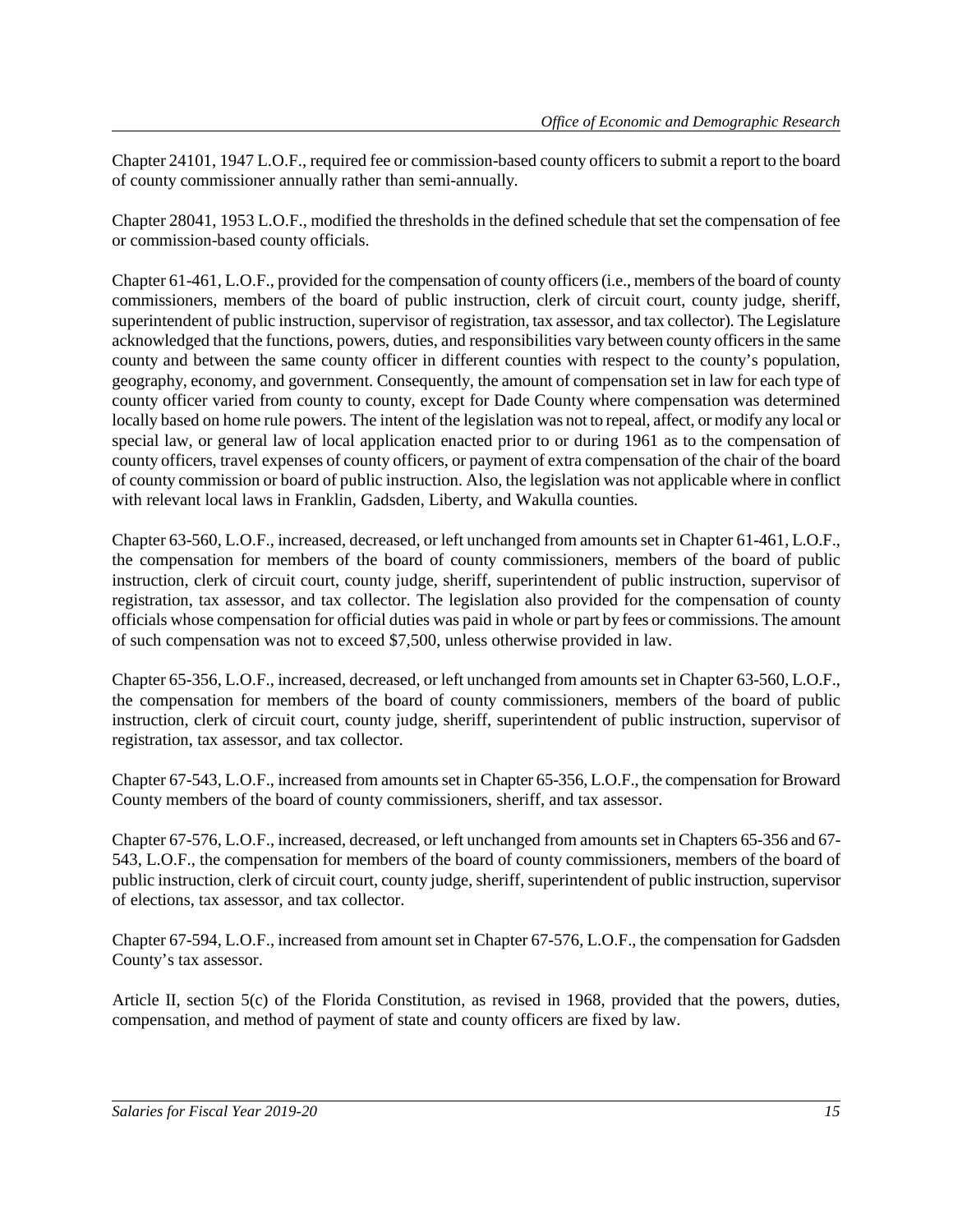Chapter 24101, 1947 L.O.F., required fee or commission-based county officers to submit a report to the board of county commissioner annually rather than semi-annually.

Chapter 28041, 1953 L.O.F., modified the thresholds in the defined schedule that set the compensation of fee or commission-based county officials.

Chapter 61-461, L.O.F., provided for the compensation of county officers (i.e., members of the board of county commissioners, members of the board of public instruction, clerk of circuit court, county judge, sheriff, superintendent of public instruction, supervisor of registration, tax assessor, and tax collector). The Legislature acknowledged that the functions, powers, duties, and responsibilities vary between county officers in the same county and between the same county officer in different counties with respect to the county's population, geography, economy, and government. Consequently, the amount of compensation set in law for each type of county officer varied from county to county, except for Dade County where compensation was determined locally based on home rule powers. The intent of the legislation was not to repeal, affect, or modify any local or special law, or general law of local application enacted prior to or during 1961 as to the compensation of county officers, travel expenses of county officers, or payment of extra compensation of the chair of the board of county commission or board of public instruction. Also, the legislation was not applicable where in conflict with relevant local laws in Franklin, Gadsden, Liberty, and Wakulla counties.

Chapter 63-560, L.O.F., increased, decreased, or left unchanged from amounts set in Chapter 61-461, L.O.F., the compensation for members of the board of county commissioners, members of the board of public instruction, clerk of circuit court, county judge, sheriff, superintendent of public instruction, supervisor of registration, tax assessor, and tax collector. The legislation also provided for the compensation of county officials whose compensation for official duties was paid in whole or part by fees or commissions. The amount of such compensation was not to exceed $7,500, unless otherwise provided in law.

Chapter 65-356, L.O.F., increased, decreased, or left unchanged from amounts set in Chapter 63-560, L.O.F., the compensation for members of the board of county commissioners, members of the board of public instruction, clerk of circuit court, county judge, sheriff, superintendent of public instruction, supervisor of registration, tax assessor, and tax collector.

Chapter 67-543, L.O.F., increased from amounts set in Chapter 65-356, L.O.F., the compensation for Broward County members of the board of county commissioners, sheriff, and tax assessor.

Chapter 67-576, L.O.F., increased, decreased, or left unchanged from amounts set in Chapters 65-356 and 67-543, L.O.F., the compensation for members of the board of county commissioners, members of the board of public instruction, clerk of circuit court, county judge, sheriff, superintendent of public instruction, supervisor of elections, tax assessor, and tax collector.

Chapter 67-594, L.O.F., increased from amount set in Chapter 67-576, L.O.F., the compensation for Gadsden County's tax assessor.

Article II, section 5(c) of the Florida Constitution, as revised in 1968, provided that the powers, duties, compensation, and method of payment of state and county officers are fixed by law.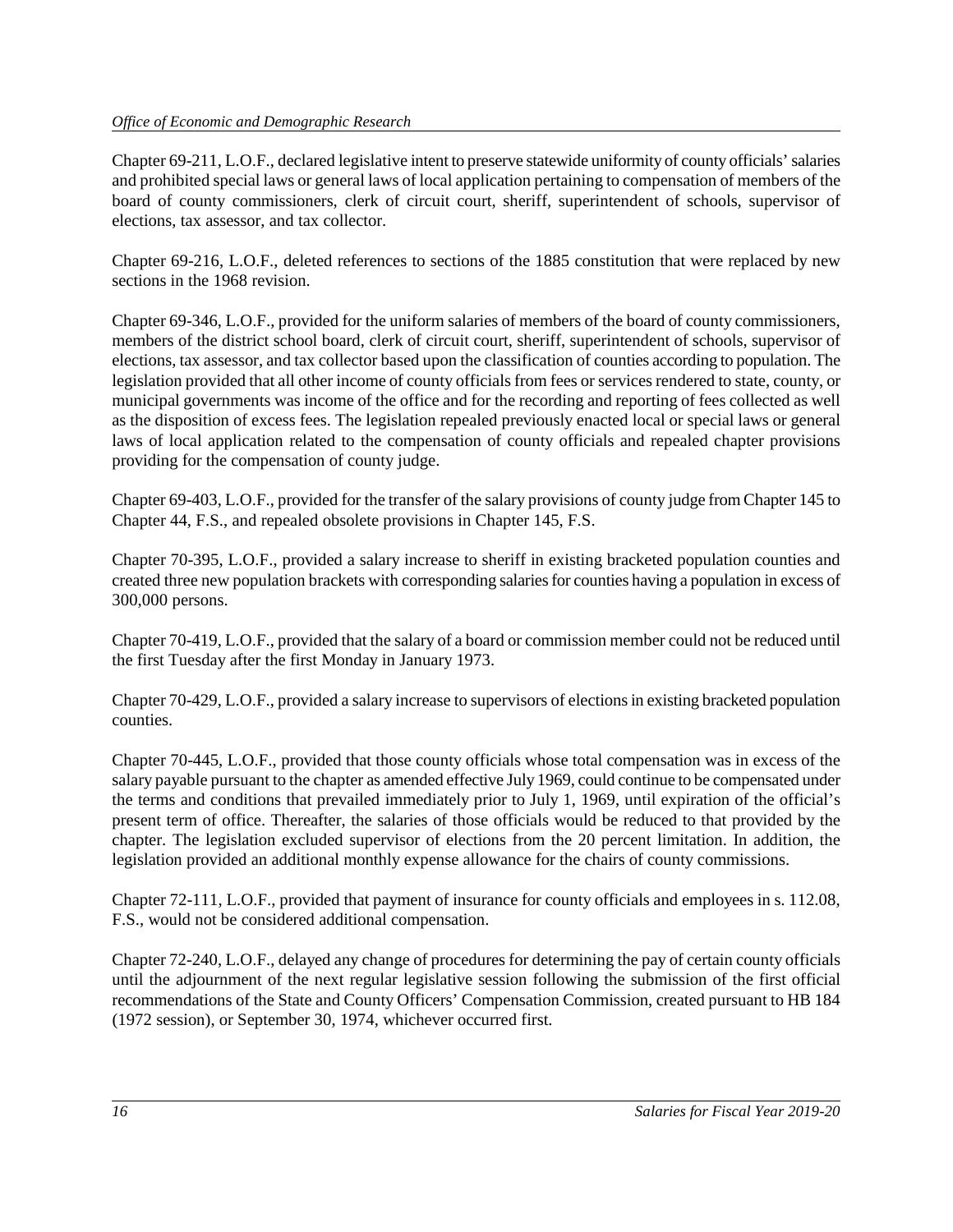Chapter 69-211, L.O.F., declared legislative intent to preserve statewide uniformity of county officials' salaries and prohibited special laws or general laws of local application pertaining to compensation of members of the board of county commissioners, clerk of circuit court, sheriff, superintendent of schools, supervisor of elections, tax assessor, and tax collector.

Chapter 69-216, L.O.F., deleted references to sections of the 1885 constitution that were replaced by new sections in the 1968 revision.

Chapter 69-346, L.O.F., provided for the uniform salaries of members of the board of county commissioners, members of the district school board, clerk of circuit court, sheriff, superintendent of schools, supervisor of elections, tax assessor, and tax collector based upon the classification of counties according to population. The legislation provided that all other income of county officials from fees or services rendered to state, county, or municipal governments was income of the office and for the recording and reporting of fees collected as well as the disposition of excess fees. The legislation repealed previously enacted local or special laws or general laws of local application related to the compensation of county officials and repealed chapter provisions providing for the compensation of county judge.

Chapter 69-403, L.O.F., provided for the transfer of the salary provisions of county judge from Chapter 145 to Chapter 44, F.S., and repealed obsolete provisions in Chapter 145, F.S.

Chapter 70-395, L.O.F., provided a salary increase to sheriff in existing bracketed population counties and created three new population brackets with corresponding salaries for counties having a population in excess of 300,000 persons.

Chapter 70-419, L.O.F., provided that the salary of a board or commission member could not be reduced until the first Tuesday after the first Monday in January 1973.

Chapter 70-429, L.O.F., provided a salary increase to supervisors of elections in existing bracketed population counties.

Chapter 70-445, L.O.F., provided that those county officials whose total compensation was in excess of the salary payable pursuant to the chapter as amended effective July 1969, could continue to be compensated under the terms and conditions that prevailed immediately prior to July 1, 1969, until expiration of the official's present term of office. Thereafter, the salaries of those officials would be reduced to that provided by the chapter. The legislation excluded supervisor of elections from the 20 percent limitation. In addition, the legislation provided an additional monthly expense allowance for the chairs of county commissions.

Chapter 72-111, L.O.F., provided that payment of insurance for county officials and employees in s. 112.08, F.S., would not be considered additional compensation.

Chapter 72-240, L.O.F., delayed any change of procedures for determining the pay of certain county officials until the adjournment of the next regular legislative session following the submission of the first official recommendations of the State and County Officers' Compensation Commission, created pursuant to HB 184 (1972 session), or September 30, 1974, whichever occurred first.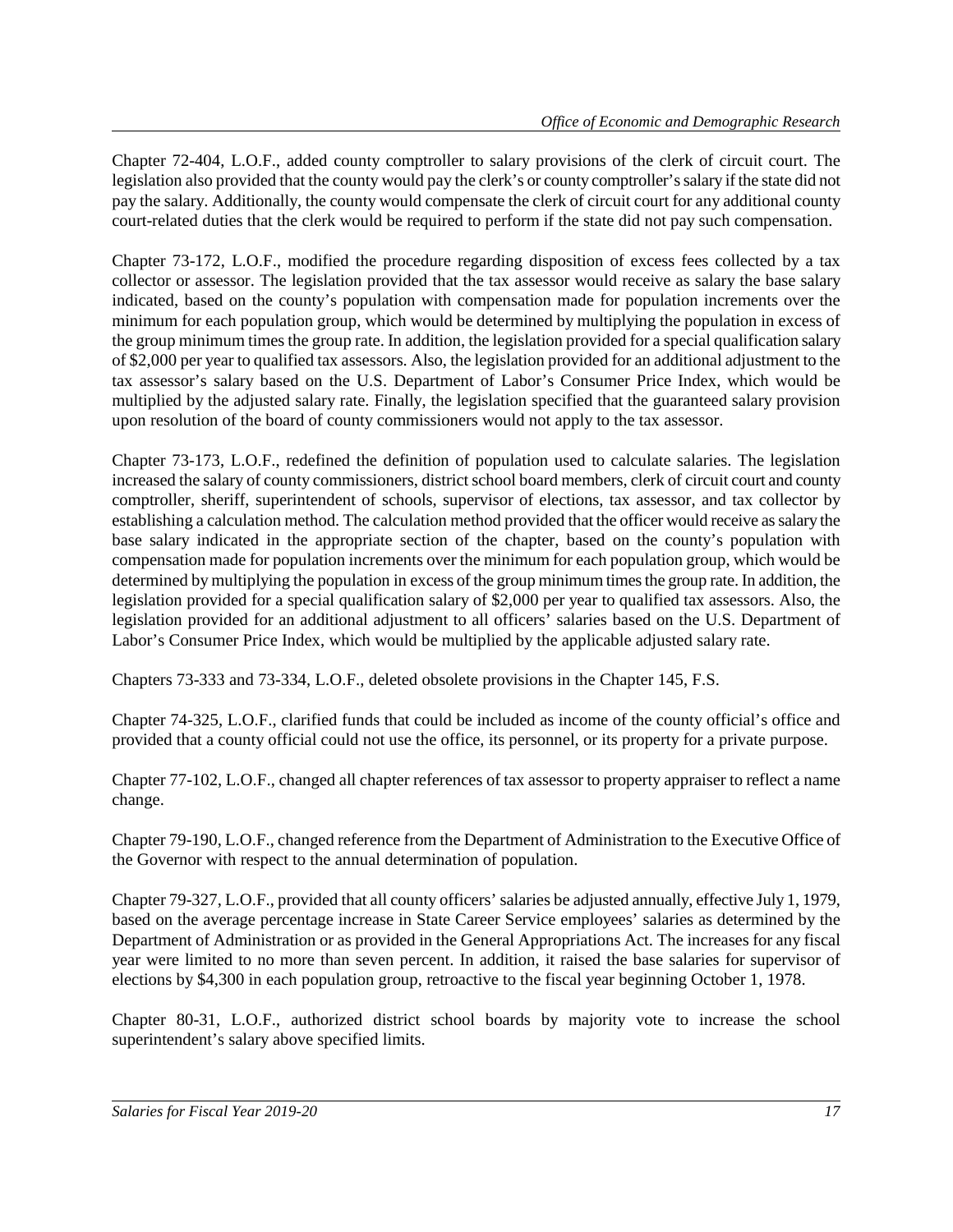Chapter 72-404, L.O.F., added county comptroller to salary provisions of the clerk of circuit court. The legislation also provided that the county would pay the clerk's or county comptroller's salary if the state did not pay the salary. Additionally, the county would compensate the clerk of circuit court for any additional county court-related duties that the clerk would be required to perform if the state did not pay such compensation.

Chapter 73-172, L.O.F., modified the procedure regarding disposition of excess fees collected by a tax collector or assessor. The legislation provided that the tax assessor would receive as salary the base salary indicated, based on the county's population with compensation made for population increments over the minimum for each population group, which would be determined by multiplying the population in excess of the group minimum times the group rate. In addition, the legislation provided for a special qualification salary of $2,000 per year to qualified tax assessors. Also, the legislation provided for an additional adjustment to the tax assessor's salary based on the U.S. Department of Labor's Consumer Price Index, which would be multiplied by the adjusted salary rate. Finally, the legislation specified that the guaranteed salary provision upon resolution of the board of county commissioners would not apply to the tax assessor.

Chapter 73-173, L.O.F., redefined the definition of population used to calculate salaries. The legislation increased the salary of county commissioners, district school board members, clerk of circuit court and county comptroller, sheriff, superintendent of schools, supervisor of elections, tax assessor, and tax collector by establishing a calculation method. The calculation method provided that the officer would receive as salary the base salary indicated in the appropriate section of the chapter, based on the county's population with compensation made for population increments over the minimum for each population group, which would be determined by multiplying the population in excess of the group minimum times the group rate. In addition, the legislation provided for a special qualification salary of $2,000 per year to qualified tax assessors. Also, the legislation provided for an additional adjustment to all officers' salaries based on the U.S. Department of Labor's Consumer Price Index, which would be multiplied by the applicable adjusted salary rate.

Chapters 73-333 and 73-334, L.O.F., deleted obsolete provisions in the Chapter 145, F.S.

Chapter 74-325, L.O.F., clarified funds that could be included as income of the county official's office and provided that a county official could not use the office, its personnel, or its property for a private purpose.

Chapter 77-102, L.O.F., changed all chapter references of tax assessor to property appraiser to reflect a name change.

Chapter 79-190, L.O.F., changed reference from the Department of Administration to the Executive Office of the Governor with respect to the annual determination of population.

Chapter 79-327, L.O.F., provided that all county officers' salaries be adjusted annually, effective July 1, 1979, based on the average percentage increase in State Career Service employees' salaries as determined by the Department of Administration or as provided in the General Appropriations Act. The increases for any fiscal year were limited to no more than seven percent. In addition, it raised the base salaries for supervisor of elections by $4,300 in each population group, retroactive to the fiscal year beginning October 1, 1978.

Chapter 80-31, L.O.F., authorized district school boards by majority vote to increase the school superintendent's salary above specified limits.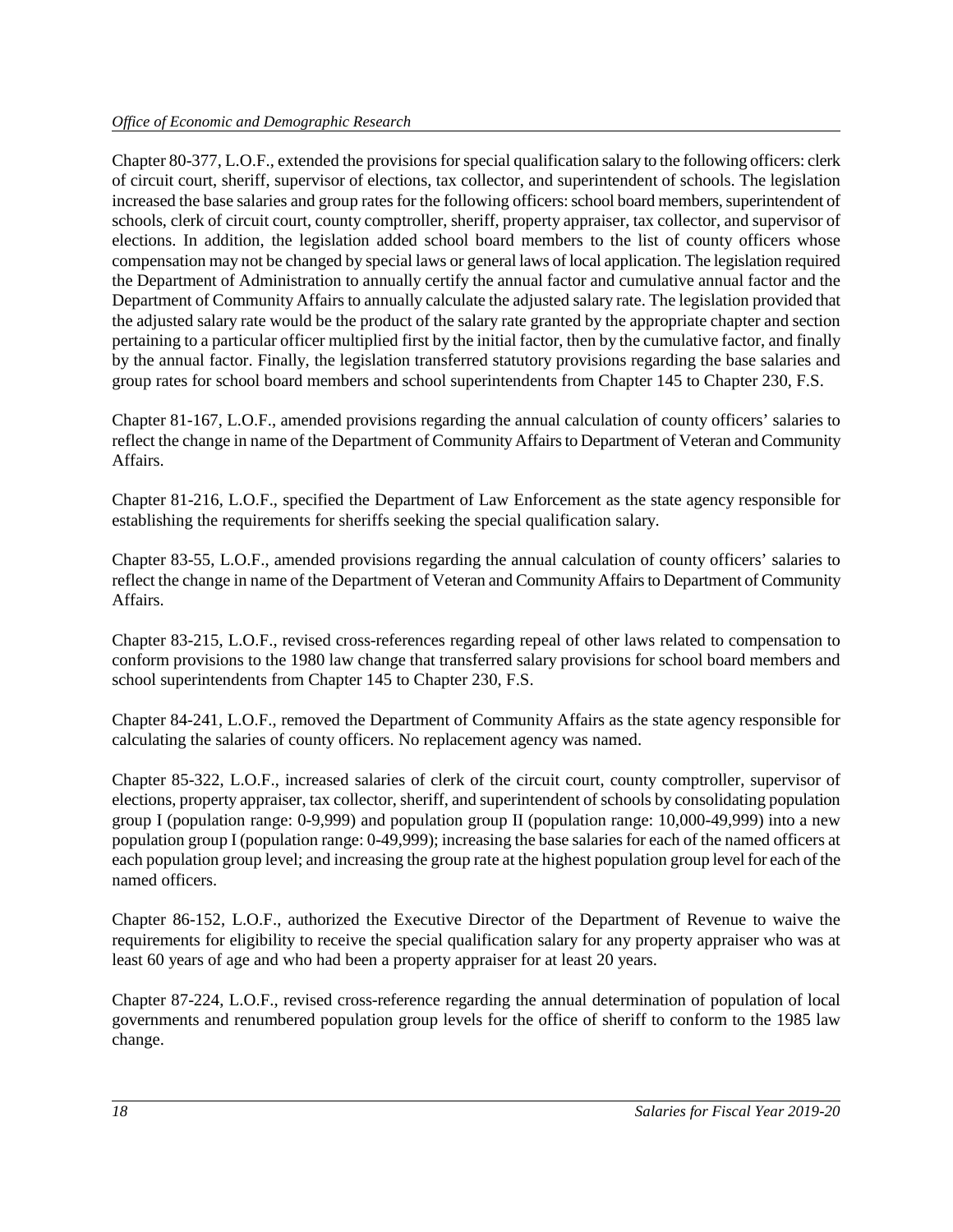Chapter 80-377, L.O.F., extended the provisions for special qualification salary to the following officers: clerk of circuit court, sheriff, supervisor of elections, tax collector, and superintendent of schools. The legislation increased the base salaries and group rates for the following officers: school board members, superintendent of schools, clerk of circuit court, county comptroller, sheriff, property appraiser, tax collector, and supervisor of elections. In addition, the legislation added school board members to the list of county officers whose compensation may not be changed by special laws or general laws of local application. The legislation required the Department of Administration to annually certify the annual factor and cumulative annual factor and the Department of Community Affairs to annually calculate the adjusted salary rate. The legislation provided that the adjusted salary rate would be the product of the salary rate granted by the appropriate chapter and section pertaining to a particular officer multiplied first by the initial factor, then by the cumulative factor, and finally by the annual factor. Finally, the legislation transferred statutory provisions regarding the base salaries and group rates for school board members and school superintendents from Chapter 145 to Chapter 230, F.S.

Chapter 81-167, L.O.F., amended provisions regarding the annual calculation of county officers' salaries to reflect the change in name of the Department of Community Affairs to Department of Veteran and Community Affairs.

Chapter 81-216, L.O.F., specified the Department of Law Enforcement as the state agency responsible for establishing the requirements for sheriffs seeking the special qualification salary.

Chapter 83-55, L.O.F., amended provisions regarding the annual calculation of county officers' salaries to reflect the change in name of the Department of Veteran and Community Affairs to Department of Community Affairs.

Chapter 83-215, L.O.F., revised cross-references regarding repeal of other laws related to compensation to conform provisions to the 1980 law change that transferred salary provisions for school board members and school superintendents from Chapter 145 to Chapter 230, F.S.

Chapter 84-241, L.O.F., removed the Department of Community Affairs as the state agency responsible for calculating the salaries of county officers. No replacement agency was named.

Chapter 85-322, L.O.F., increased salaries of clerk of the circuit court, county comptroller, supervisor of elections, property appraiser, tax collector, sheriff, and superintendent of schools by consolidating population group I (population range: 0-9,999) and population group II (population range: 10,000-49,999) into a new population group I (population range: 0-49,999); increasing the base salaries for each of the named officers at each population group level; and increasing the group rate at the highest population group level for each of the named officers.

Chapter 86-152, L.O.F., authorized the Executive Director of the Department of Revenue to waive the requirements for eligibility to receive the special qualification salary for any property appraiser who was at least 60 years of age and who had been a property appraiser for at least 20 years.

Chapter 87-224, L.O.F., revised cross-reference regarding the annual determination of population of local governments and renumbered population group levels for the office of sheriff to conform to the 1985 law change.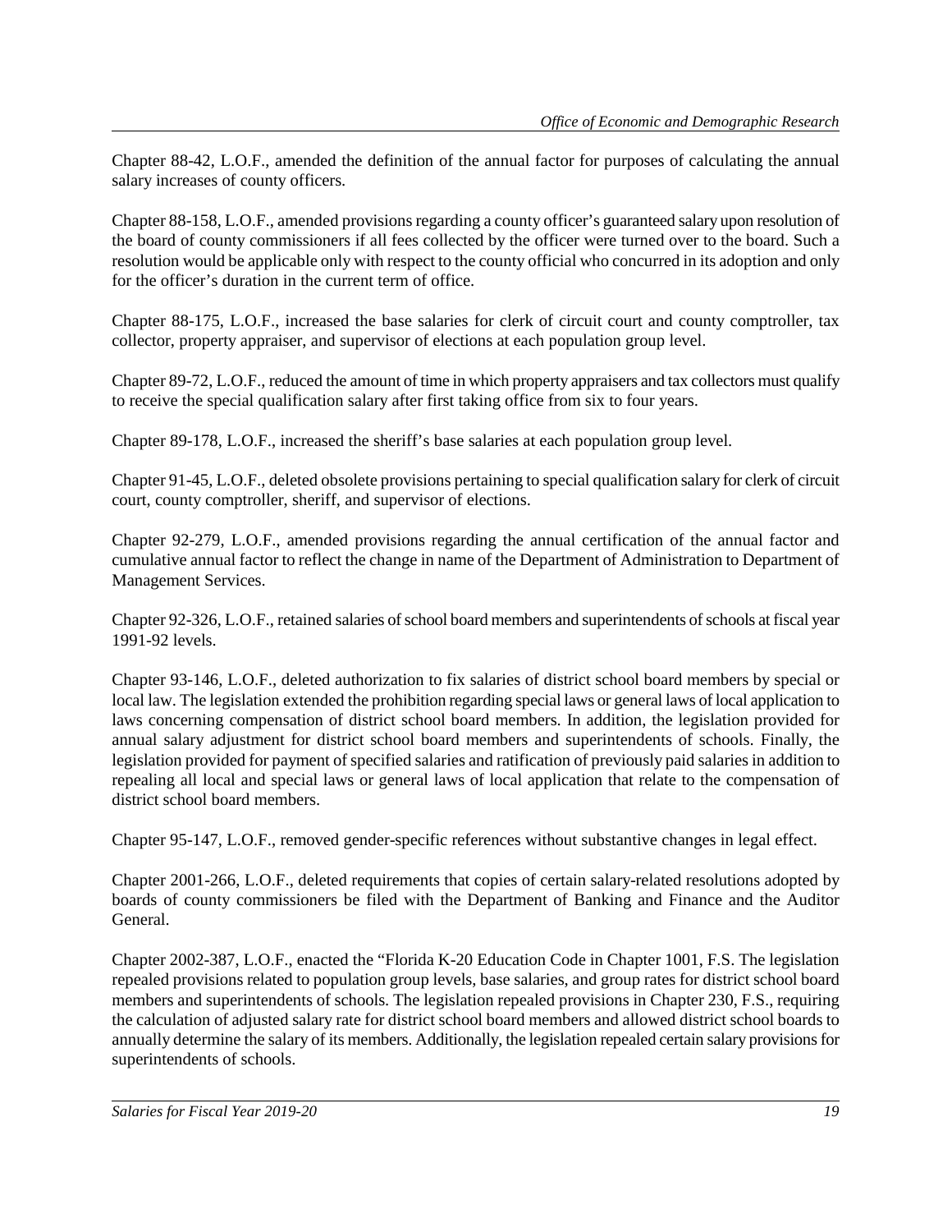Chapter 88-42, L.O.F., amended the definition of the annual factor for purposes of calculating the annual salary increases of county officers.

Chapter 88-158, L.O.F., amended provisions regarding a county officer's guaranteed salary upon resolution of the board of county commissioners if all fees collected by the officer were turned over to the board. Such a resolution would be applicable only with respect to the county official who concurred in its adoption and only for the officer's duration in the current term of office.

Chapter 88-175, L.O.F., increased the base salaries for clerk of circuit court and county comptroller, tax collector, property appraiser, and supervisor of elections at each population group level.

Chapter 89-72, L.O.F., reduced the amount of time in which property appraisers and tax collectors must qualify to receive the special qualification salary after first taking office from six to four years.

Chapter 89-178, L.O.F., increased the sheriff's base salaries at each population group level.

Chapter 91-45, L.O.F., deleted obsolete provisions pertaining to special qualification salary for clerk of circuit court, county comptroller, sheriff, and supervisor of elections.

Chapter 92-279, L.O.F., amended provisions regarding the annual certification of the annual factor and cumulative annual factor to reflect the change in name of the Department of Administration to Department of Management Services.

Chapter 92-326, L.O.F., retained salaries of school board members and superintendents of schools at fiscal year 1991-92 levels.

Chapter 93-146, L.O.F., deleted authorization to fix salaries of district school board members by special or local law. The legislation extended the prohibition regarding special laws or general laws of local application to laws concerning compensation of district school board members. In addition, the legislation provided for annual salary adjustment for district school board members and superintendents of schools. Finally, the legislation provided for payment of specified salaries and ratification of previously paid salaries in addition to repealing all local and special laws or general laws of local application that relate to the compensation of district school board members.

Chapter 95-147, L.O.F., removed gender-specific references without substantive changes in legal effect.

Chapter 2001-266, L.O.F., deleted requirements that copies of certain salary-related resolutions adopted by boards of county commissioners be filed with the Department of Banking and Finance and the Auditor General.

Chapter 2002-387, L.O.F., enacted the "Florida K-20 Education Code in Chapter 1001, F.S. The legislation repealed provisions related to population group levels, base salaries, and group rates for district school board members and superintendents of schools. The legislation repealed provisions in Chapter 230, F.S., requiring the calculation of adjusted salary rate for district school board members and allowed district school boards to annually determine the salary of its members. Additionally, the legislation repealed certain salary provisions for superintendents of schools.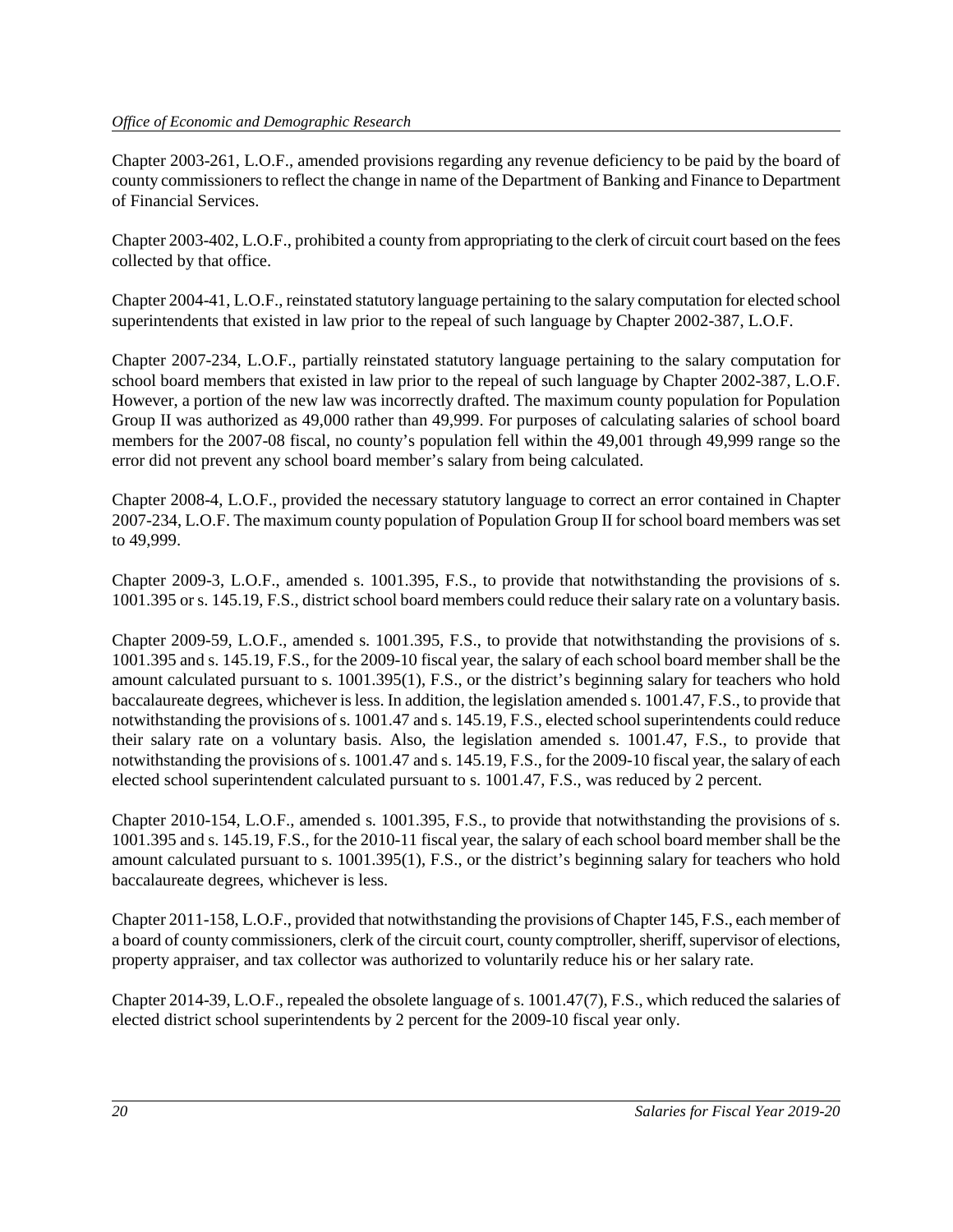Chapter 2003-261, L.O.F., amended provisions regarding any revenue deficiency to be paid by the board of county commissioners to reflect the change in name of the Department of Banking and Finance to Department of Financial Services.

Chapter 2003-402, L.O.F., prohibited a county from appropriating to the clerk of circuit court based on the fees collected by that office.

Chapter 2004-41, L.O.F., reinstated statutory language pertaining to the salary computation for elected school superintendents that existed in law prior to the repeal of such language by Chapter 2002-387, L.O.F.

Chapter 2007-234, L.O.F., partially reinstated statutory language pertaining to the salary computation for school board members that existed in law prior to the repeal of such language by Chapter 2002-387, L.O.F. However, a portion of the new law was incorrectly drafted. The maximum county population for Population Group II was authorized as 49,000 rather than 49,999. For purposes of calculating salaries of school board members for the 2007-08 fiscal, no county's population fell within the 49,001 through 49,999 range so the error did not prevent any school board member's salary from being calculated.

Chapter 2008-4, L.O.F., provided the necessary statutory language to correct an error contained in Chapter 2007-234, L.O.F. The maximum county population of Population Group II for school board members was set to 49,999.

Chapter 2009-3, L.O.F., amended s. 1001.395, F.S., to provide that notwithstanding the provisions of s. 1001.395 or s. 145.19, F.S., district school board members could reduce their salary rate on a voluntary basis.

Chapter 2009-59, L.O.F., amended s. 1001.395, F.S., to provide that notwithstanding the provisions of s. 1001.395 and s. 145.19, F.S., for the 2009-10 fiscal year, the salary of each school board member shall be the amount calculated pursuant to s. 1001.395(1), F.S., or the district's beginning salary for teachers who hold baccalaureate degrees, whichever is less. In addition, the legislation amended s. 1001.47, F.S., to provide that notwithstanding the provisions of s. 1001.47 and s. 145.19, F.S., elected school superintendents could reduce their salary rate on a voluntary basis. Also, the legislation amended s. 1001.47, F.S., to provide that notwithstanding the provisions of s. 1001.47 and s. 145.19, F.S., for the 2009-10 fiscal year, the salary of each elected school superintendent calculated pursuant to s. 1001.47, F.S., was reduced by 2 percent.

Chapter 2010-154, L.O.F., amended s. 1001.395, F.S., to provide that notwithstanding the provisions of s. 1001.395 and s. 145.19, F.S., for the 2010-11 fiscal year, the salary of each school board member shall be the amount calculated pursuant to s. 1001.395(1), F.S., or the district's beginning salary for teachers who hold baccalaureate degrees, whichever is less.

Chapter 2011-158, L.O.F., provided that notwithstanding the provisions of Chapter 145, F.S., each member of a board of county commissioners, clerk of the circuit court, county comptroller, sheriff, supervisor of elections, property appraiser, and tax collector was authorized to voluntarily reduce his or her salary rate.

Chapter 2014-39, L.O.F., repealed the obsolete language of s. 1001.47(7), F.S., which reduced the salaries of elected district school superintendents by 2 percent for the 2009-10 fiscal year only.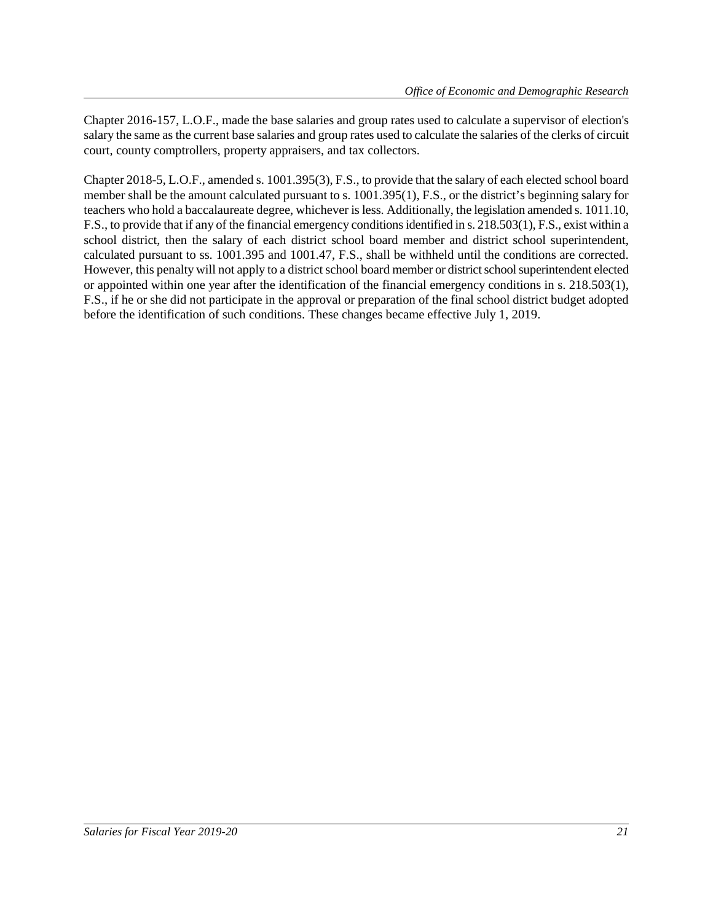Chapter 2016-157, L.O.F., made the base salaries and group rates used to calculate a supervisor of election's salary the same as the current base salaries and group rates used to calculate the salaries of the clerks of circuit court, county comptrollers, property appraisers, and tax collectors.

Chapter 2018-5, L.O.F., amended s. 1001.395(3), F.S., to provide that the salary of each elected school board member shall be the amount calculated pursuant to s. 1001.395(1), F.S., or the district's beginning salary for teachers who hold a baccalaureate degree, whichever is less. Additionally, the legislation amended s. 1011.10, F.S., to provide that if any of the financial emergency conditions identified in s. 218.503(1), F.S., exist within a school district, then the salary of each district school board member and district school superintendent, calculated pursuant to ss. 1001.395 and 1001.47, F.S., shall be withheld until the conditions are corrected. However, this penalty will not apply to a district school board member or district school superintendent elected or appointed within one year after the identification of the financial emergency conditions in s. 218.503(1), F.S., if he or she did not participate in the approval or preparation of the final school district budget adopted before the identification of such conditions. These changes became effective July 1, 2019.